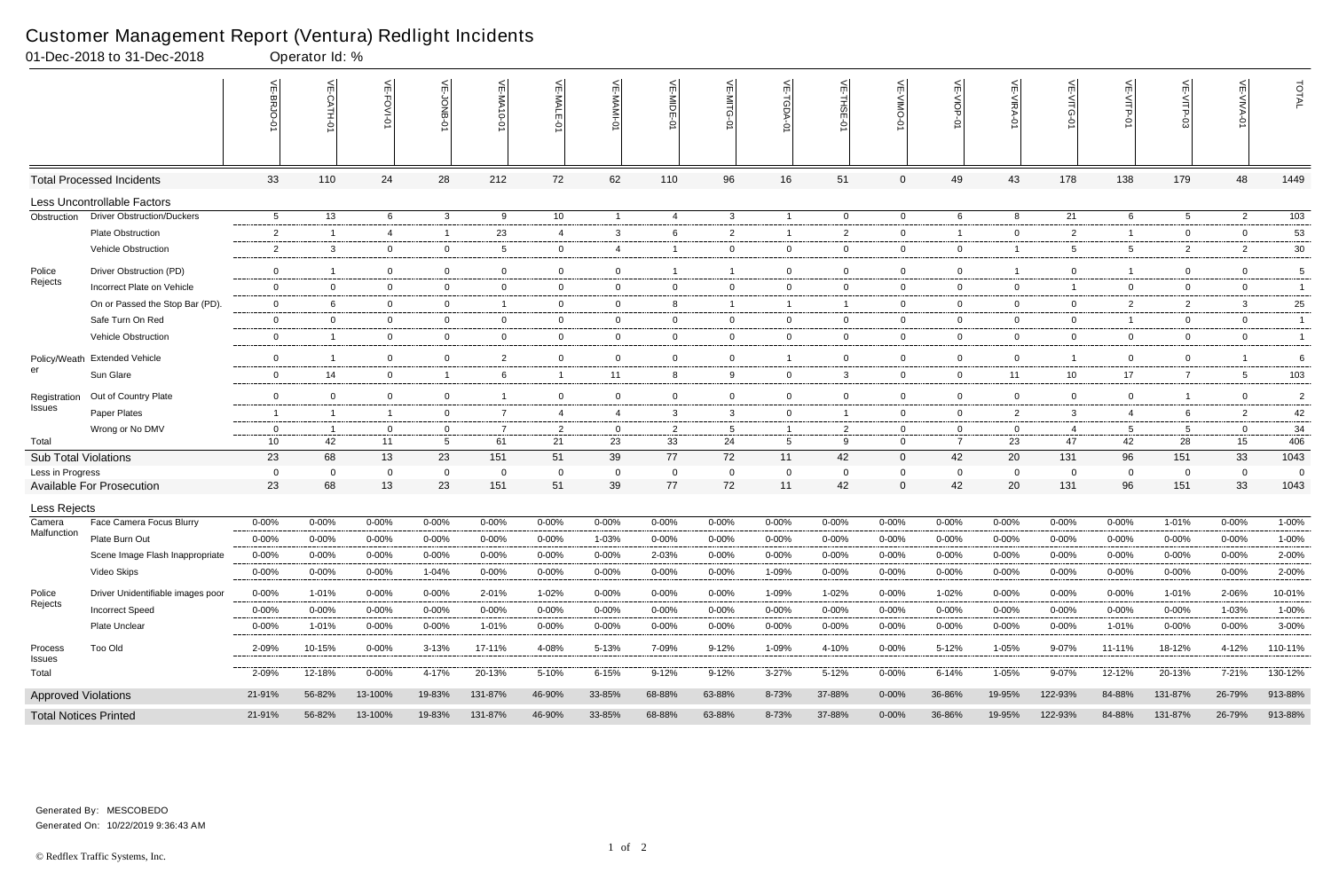# Customer Management Report (Ventura) Redlight Incidents

01-Dec-2018 to 31-Dec-2018 Operator Id: %

| | | VE-BRJO-01 | VE-CATH-01 | VE-FOVI-01 | VE-JONB-01 | VE-MA10-01 | VE-MALE-01 | VE-MAMI-01 | VE-MIDE-01 | VE-MITG-01 | VE-TGDA-01 | VE-THSE-01 | VE-VIMO-01 | VE-VIOP-01 | VE-VIRA-01 | VE-VITG-01 | VE-VITP-01 | VE-VITP-03 | VE-VIVA-01 | TOTAL |
|---|---|---|---|---|---|---|---|---|---|---|---|---|---|---|---|---|---|---|---|---|
| Total Processed Incidents | | 33 | 110 | 24 | 28 | 212 | 72 | 62 | 110 | 96 | 16 | 51 | 0 | 49 | 43 | 178 | 138 | 179 | 48 | 1449 |
| Less Uncontrollable Factors | | | | | | | | | | | | | | | | | | | | |
| Obstruction | Driver Obstruction/Duckers | 5 | 13 | 6 | 3 | 9 | 10 | 1 | 4 | 3 | 1 | 0 | 0 | 6 | 8 | 21 | 6 | 5 | 2 | 103 |
| | Plate Obstruction | 2 | 1 | 4 | 1 | 23 | 4 | 3 | 6 | 2 | 1 | 2 | 0 | 1 | 0 | 2 | 1 | 0 | 0 | 53 |
| | Vehicle Obstruction | 2 | 3 | 0 | 0 | 5 | 0 | 4 | 1 | 0 | 0 | 0 | 0 | 0 | 1 | 5 | 5 | 2 | 2 | 30 |
| Police Rejects | Driver Obstruction (PD) | 0 | 1 | 0 | 0 | 0 | 0 | 0 | 1 | 1 | 0 | 0 | 0 | 0 | 1 | 0 | 1 | 0 | 0 | 5 |
| | Incorrect Plate on Vehicle | 0 | 0 | 0 | 0 | 0 | 0 | 0 | 0 | 0 | 0 | 0 | 0 | 0 | 0 | 1 | 0 | 0 | 0 | 1 |
| | On or Passed the Stop Bar (PD). | 0 | 6 | 0 | 0 | 1 | 0 | 0 | 8 | 1 | 1 | 1 | 0 | 0 | 0 | 0 | 2 | 2 | 3 | 25 |
| | Safe Turn On Red | 0 | 0 | 0 | 0 | 0 | 0 | 0 | 0 | 0 | 0 | 0 | 0 | 0 | 0 | 0 | 1 | 0 | 0 | 1 |
| | Vehicle Obstruction | 0 | 1 | 0 | 0 | 0 | 0 | 0 | 0 | 0 | 0 | 0 | 0 | 0 | 0 | 0 | 0 | 0 | 0 | 1 |
| Policy/Weather | Extended Vehicle | 0 | 1 | 0 | 0 | 2 | 0 | 0 | 0 | 0 | 1 | 0 | 0 | 0 | 0 | 1 | 0 | 0 | 1 | 6 |
| | Sun Glare | 0 | 14 | 0 | 1 | 6 | 1 | 11 | 8 | 9 | 0 | 3 | 0 | 0 | 11 | 10 | 17 | 7 | 5 | 103 |
| Registration Issues | Out of Country Plate | 0 | 0 | 0 | 0 | 1 | 0 | 0 | 0 | 0 | 0 | 0 | 0 | 0 | 0 | 0 | 0 | 1 | 0 | 2 |
| | Paper Plates | 1 | 1 | 1 | 0 | 7 | 4 | 4 | 3 | 3 | 0 | 1 | 0 | 0 | 2 | 3 | 4 | 6 | 2 | 42 |
| | Wrong or No DMV | 0 | 1 | 0 | 0 | 7 | 2 | 0 | 2 | 5 | 1 | 2 | 0 | 0 | 0 | 4 | 5 | 5 | 0 | 34 |
| Total | | 10 | 42 | 11 | 5 | 61 | 21 | 23 | 33 | 24 | 5 | 9 | 0 | 7 | 23 | 47 | 42 | 28 | 15 | 406 |
| Sub Total Violations | | 23 | 68 | 13 | 23 | 151 | 51 | 39 | 77 | 72 | 11 | 42 | 0 | 42 | 20 | 131 | 96 | 151 | 33 | 1043 |
| Less in Progress | | 0 | 0 | 0 | 0 | 0 | 0 | 0 | 0 | 0 | 0 | 0 | 0 | 0 | 0 | 0 | 0 | 0 | 0 | 0 |
| Available For Prosecution | | 23 | 68 | 13 | 23 | 151 | 51 | 39 | 77 | 72 | 11 | 42 | 0 | 42 | 20 | 131 | 96 | 151 | 33 | 1043 |
| Less Rejects | | | | | | | | | | | | | | | | | | | | |
| Camera Malfunction | Face Camera Focus Blurry | 0-00% | 0-00% | 0-00% | 0-00% | 0-00% | 0-00% | 0-00% | 0-00% | 0-00% | 0-00% | 0-00% | 0-00% | 0-00% | 0-00% | 0-00% | 0-00% | 1-01% | 0-00% | 1-00% |
| | Plate Burn Out | 0-00% | 0-00% | 0-00% | 0-00% | 0-00% | 0-00% | 1-03% | 0-00% | 0-00% | 0-00% | 0-00% | 0-00% | 0-00% | 0-00% | 0-00% | 0-00% | 0-00% | 0-00% | 1-00% |
| | Scene Image Flash Inappropriate | 0-00% | 0-00% | 0-00% | 0-00% | 0-00% | 0-00% | 0-00% | 2-03% | 0-00% | 0-00% | 0-00% | 0-00% | 0-00% | 0-00% | 0-00% | 0-00% | 0-00% | 0-00% | 2-00% |
| | Video Skips | 0-00% | 0-00% | 0-00% | 1-04% | 0-00% | 0-00% | 0-00% | 0-00% | 0-00% | 1-09% | 0-00% | 0-00% | 0-00% | 0-00% | 0-00% | 0-00% | 0-00% | 0-00% | 2-00% |
| Police Rejects | Driver Unidentifiable images poor | 0-00% | 1-01% | 0-00% | 0-00% | 2-01% | 1-02% | 0-00% | 0-00% | 0-00% | 1-09% | 1-02% | 0-00% | 1-02% | 0-00% | 0-00% | 0-00% | 1-01% | 2-06% | 10-01% |
| | Incorrect Speed | 0-00% | 0-00% | 0-00% | 0-00% | 0-00% | 0-00% | 0-00% | 0-00% | 0-00% | 0-00% | 0-00% | 0-00% | 0-00% | 0-00% | 0-00% | 0-00% | 0-00% | 1-03% | 1-00% |
| | Plate Unclear | 0-00% | 1-01% | 0-00% | 0-00% | 1-01% | 0-00% | 0-00% | 0-00% | 0-00% | 0-00% | 0-00% | 0-00% | 0-00% | 0-00% | 0-00% | 1-01% | 0-00% | 0-00% | 3-00% |
| Process Issues | Too Old | 2-09% | 10-15% | 0-00% | 3-13% | 17-11% | 4-08% | 5-13% | 7-09% | 9-12% | 1-09% | 4-10% | 0-00% | 5-12% | 1-05% | 9-07% | 11-11% | 18-12% | 4-12% | 110-11% |
| Total | | 2-09% | 12-18% | 0-00% | 4-17% | 20-13% | 5-10% | 6-15% | 9-12% | 9-12% | 3-27% | 5-12% | 0-00% | 6-14% | 1-05% | 9-07% | 12-12% | 20-13% | 7-21% | 130-12% |
| Approved Violations | | 21-91% | 56-82% | 13-100% | 19-83% | 131-87% | 46-90% | 33-85% | 68-88% | 63-88% | 8-73% | 37-88% | 0-00% | 36-86% | 19-95% | 122-93% | 84-88% | 131-87% | 26-79% | 913-88% |
| Total Notices Printed | | 21-91% | 56-82% | 13-100% | 19-83% | 131-87% | 46-90% | 33-85% | 68-88% | 63-88% | 8-73% | 37-88% | 0-00% | 36-86% | 19-95% | 122-93% | 84-88% | 131-87% | 26-79% | 913-88% |

Generated By: MESCOBEDO
Generated On: 10/22/2019 9:36:43 AM

© Redflex Traffic Systems, Inc.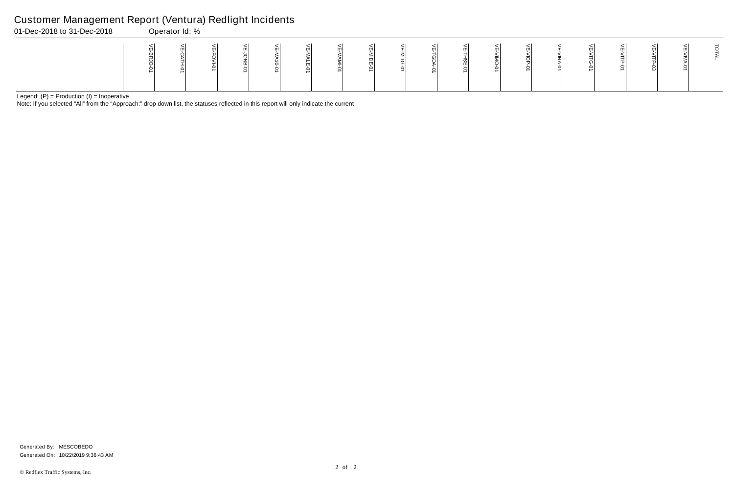# Customer Management Report (Ventura) Redlight Incidents

01-Dec-2018 to 31-Dec-2018 Operator Id: %

| | VE-BRJO-01 | VE-CATH-01 | VE-FOVI-01 | VE-JONB-01 | VE-MA10-01 | VE-MALE-01 | VE-MAMI-01 | VE-MIDE-01 | VE-MITG-01 | VE-TGDA-01 | VE-THSE-01 | VE-VIMO-01 | VE-VIOP-01 | VE-VIRA-01 | VE-VITG-01 | VE-VITP-01 | VE-VITP-03 | VE-VIVA-01 | TOTAL |
|---|---|---|---|---|---|---|---|---|---|---|---|---|---|---|---|---|---|---|---|

Legend: (P) = Production (I) = Inoperative

Note: If you selected “All” from the “Approach:” drop down list, the statuses reflected in this report will only indicate the current

Generated By: MESCOBEDO

Generated On: 10/22/2019 9:36:43 AM

© Redflex Traffic Systems, Inc.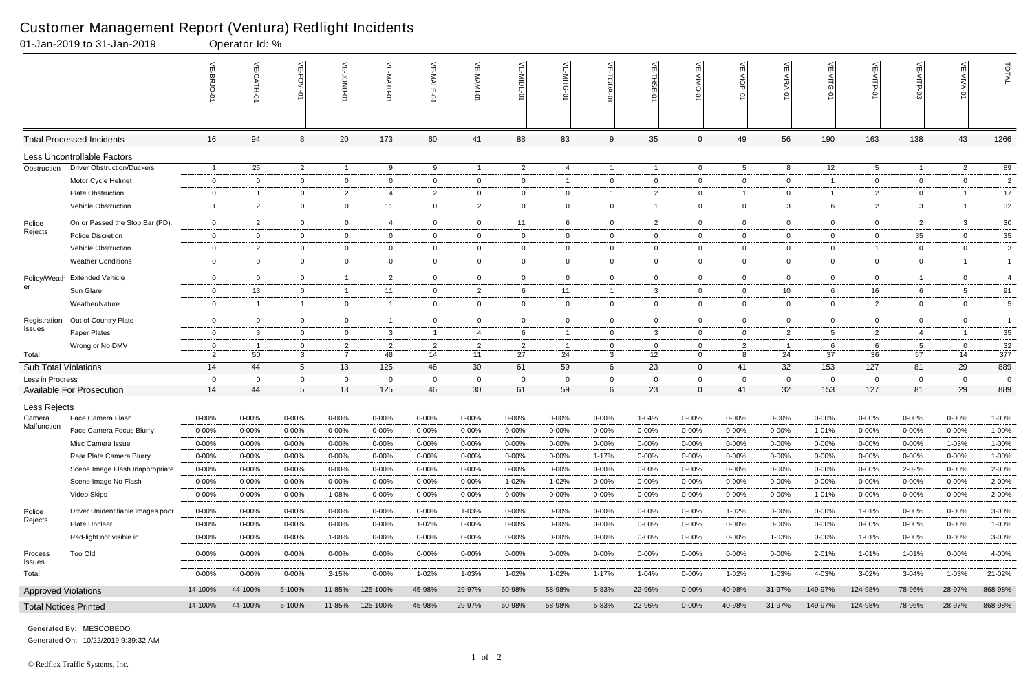# Customer Management Report (Ventura) Redlight Incidents

01-Jan-2019 to 31-Jan-2019 Operator Id: %

| | | VE-BRJO-01 | VE-CATH-01 | VE-FOVI-01 | VE-JONB-01 | VE-MA10-01 | VE-MALE-01 | VE-MAMI-01 | VE-MIDE-01 | VE-MITG-01 | VE-TGDA-01 | VE-THSE-01 | VE-VIMO-01 | VE-VIOP-01 | VE-VIRA-01 | VE-VITG-01 | VE-VITP-01 | VE-VITP-03 | VE-VIVA-01 | TOTAL |
|---|---|---|---|---|---|---|---|---|---|---|---|---|---|---|---|---|---|---|---|---|
| **Total Processed Incidents** | | 16 | 94 | 8 | 20 | 173 | 60 | 41 | 88 | 83 | 9 | 35 | 0 | 49 | 56 | 190 | 163 | 138 | 43 | 1266 |
| **Less Uncontrollable Factors** | | | | | | | | | | | | | | | | | | | | |
| Obstruction | Driver Obstruction/Duckers | 1 | 25 | 2 | 1 | 9 | 9 | 1 | 2 | 4 | 1 | 1 | 0 | 5 | 8 | 12 | 5 | 1 | 2 | 89 |
| | Motor Cycle Helmet | 0 | 0 | 0 | 0 | 0 | 0 | 0 | 0 | 1 | 0 | 0 | 0 | 0 | 0 | 1 | 0 | 0 | 0 | 2 |
| | Plate Obstruction | 0 | 1 | 0 | 2 | 4 | 2 | 0 | 0 | 0 | 1 | 2 | 0 | 1 | 0 | 1 | 2 | 0 | 1 | 17 |
| | Vehicle Obstruction | 1 | 2 | 0 | 0 | 11 | 0 | 2 | 0 | 0 | 0 | 1 | 0 | 0 | 3 | 6 | 2 | 3 | 1 | 32 |
| Police Rejects | On or Passed the Stop Bar (PD). | 0 | 2 | 0 | 0 | 4 | 0 | 0 | 11 | 6 | 0 | 2 | 0 | 0 | 0 | 0 | 0 | 2 | 3 | 30 |
| | Police Discretion | 0 | 0 | 0 | 0 | 0 | 0 | 0 | 0 | 0 | 0 | 0 | 0 | 0 | 0 | 0 | 0 | 35 | 0 | 35 |
| | Vehicle Obstruction | 0 | 2 | 0 | 0 | 0 | 0 | 0 | 0 | 0 | 0 | 0 | 0 | 0 | 0 | 0 | 1 | 0 | 0 | 3 |
| | Weather Conditions | 0 | 0 | 0 | 0 | 0 | 0 | 0 | 0 | 0 | 0 | 0 | 0 | 0 | 0 | 0 | 0 | 0 | 1 | 1 |
| Policy/Weather | Extended Vehicle | 0 | 0 | 0 | 1 | 2 | 0 | 0 | 0 | 0 | 0 | 0 | 0 | 0 | 0 | 0 | 0 | 1 | 0 | 4 |
| | Sun Glare | 0 | 13 | 0 | 1 | 11 | 0 | 2 | 6 | 11 | 1 | 3 | 0 | 0 | 10 | 6 | 16 | 6 | 5 | 91 |
| | Weather/Nature | 0 | 1 | 1 | 0 | 1 | 0 | 0 | 0 | 0 | 0 | 0 | 0 | 0 | 0 | 0 | 2 | 0 | 0 | 5 |
| Registration Issues | Out of Country Plate | 0 | 0 | 0 | 0 | 1 | 0 | 0 | 0 | 0 | 0 | 0 | 0 | 0 | 0 | 0 | 0 | 0 | 0 | 1 |
| | Paper Plates | 0 | 3 | 0 | 0 | 3 | 1 | 4 | 6 | 1 | 0 | 3 | 0 | 0 | 2 | 5 | 2 | 4 | 1 | 35 |
| | Wrong or No DMV | 0 | 1 | 0 | 2 | 2 | 2 | 2 | 2 | 1 | 0 | 0 | 0 | 2 | 1 | 6 | 6 | 5 | 0 | 32 |
| Total | | 2 | 50 | 3 | 7 | 48 | 14 | 11 | 27 | 24 | 3 | 12 | 0 | 8 | 24 | 37 | 36 | 57 | 14 | 377 |
| **Sub Total Violations** | | 14 | 44 | 5 | 13 | 125 | 46 | 30 | 61 | 59 | 6 | 23 | 0 | 41 | 32 | 153 | 127 | 81 | 29 | 889 |
| Less in Progress | | 0 | 0 | 0 | 0 | 0 | 0 | 0 | 0 | 0 | 0 | 0 | 0 | 0 | 0 | 0 | 0 | 0 | 0 | 0 |
| **Available For Prosecution** | | 14 | 44 | 5 | 13 | 125 | 46 | 30 | 61 | 59 | 6 | 23 | 0 | 41 | 32 | 153 | 127 | 81 | 29 | 889 |
| **Less Rejects** | | | | | | | | | | | | | | | | | | | | |
| Camera Malfunction | Face Camera Flash | 0-00% | 0-00% | 0-00% | 0-00% | 0-00% | 0-00% | 0-00% | 0-00% | 0-00% | 0-00% | 1-04% | 0-00% | 0-00% | 0-00% | 0-00% | 0-00% | 0-00% | 0-00% | 1-00% |
| | Face Camera Focus Blurry | 0-00% | 0-00% | 0-00% | 0-00% | 0-00% | 0-00% | 0-00% | 0-00% | 0-00% | 0-00% | 0-00% | 0-00% | 0-00% | 0-00% | 1-01% | 0-00% | 0-00% | 0-00% | 1-00% |
| | Misc Camera Issue | 0-00% | 0-00% | 0-00% | 0-00% | 0-00% | 0-00% | 0-00% | 0-00% | 0-00% | 0-00% | 0-00% | 0-00% | 0-00% | 0-00% | 0-00% | 0-00% | 0-00% | 1-03% | 1-00% |
| | Rear Plate Camera Blurry | 0-00% | 0-00% | 0-00% | 0-00% | 0-00% | 0-00% | 0-00% | 0-00% | 0-00% | 1-17% | 0-00% | 0-00% | 0-00% | 0-00% | 0-00% | 0-00% | 0-00% | 0-00% | 1-00% |
| | Scene Image Flash Inappropriate | 0-00% | 0-00% | 0-00% | 0-00% | 0-00% | 0-00% | 0-00% | 0-00% | 0-00% | 0-00% | 0-00% | 0-00% | 0-00% | 0-00% | 0-00% | 0-00% | 2-02% | 0-00% | 2-00% |
| | Scene Image No Flash | 0-00% | 0-00% | 0-00% | 0-00% | 0-00% | 0-00% | 0-00% | 1-02% | 1-02% | 0-00% | 0-00% | 0-00% | 0-00% | 0-00% | 0-00% | 0-00% | 0-00% | 0-00% | 2-00% |
| | Video Skips | 0-00% | 0-00% | 0-00% | 1-08% | 0-00% | 0-00% | 0-00% | 0-00% | 0-00% | 0-00% | 0-00% | 0-00% | 0-00% | 0-00% | 1-01% | 0-00% | 0-00% | 0-00% | 2-00% |
| Police Rejects | Driver Unidentifiable images poor | 0-00% | 0-00% | 0-00% | 0-00% | 0-00% | 0-00% | 1-03% | 0-00% | 0-00% | 0-00% | 0-00% | 0-00% | 1-02% | 0-00% | 0-00% | 1-01% | 0-00% | 0-00% | 3-00% |
| | Plate Unclear | 0-00% | 0-00% | 0-00% | 0-00% | 0-00% | 1-02% | 0-00% | 0-00% | 0-00% | 0-00% | 0-00% | 0-00% | 0-00% | 0-00% | 0-00% | 0-00% | 0-00% | 0-00% | 1-00% |
| | Red-light not visible in | 0-00% | 0-00% | 0-00% | 1-08% | 0-00% | 0-00% | 0-00% | 0-00% | 0-00% | 0-00% | 0-00% | 0-00% | 0-00% | 1-03% | 0-00% | 1-01% | 0-00% | 0-00% | 3-00% |
| Process Issues | Too Old | 0-00% | 0-00% | 0-00% | 0-00% | 0-00% | 0-00% | 0-00% | 0-00% | 0-00% | 0-00% | 0-00% | 0-00% | 0-00% | 0-00% | 2-01% | 1-01% | 1-01% | 0-00% | 4-00% |
| Total | | 0-00% | 0-00% | 0-00% | 2-15% | 0-00% | 1-02% | 1-03% | 1-02% | 1-02% | 1-17% | 1-04% | 0-00% | 1-02% | 1-03% | 4-03% | 3-02% | 3-04% | 1-03% | 21-02% |
| **Approved Violations** | | 14-100% | 44-100% | 5-100% | 11-85% | 125-100% | 45-98% | 29-97% | 60-98% | 58-98% | 5-83% | 22-96% | 0-00% | 40-98% | 31-97% | 149-97% | 124-98% | 78-96% | 28-97% | 868-98% |
| **Total Notices Printed** | | 14-100% | 44-100% | 5-100% | 11-85% | 125-100% | 45-98% | 29-97% | 60-98% | 58-98% | 5-83% | 22-96% | 0-00% | 40-98% | 31-97% | 149-97% | 124-98% | 78-96% | 28-97% | 868-98% |

Generated By: MESCOBEDO

Generated On: 10/22/2019 9:39:32 AM

© Redflex Traffic Systems, Inc.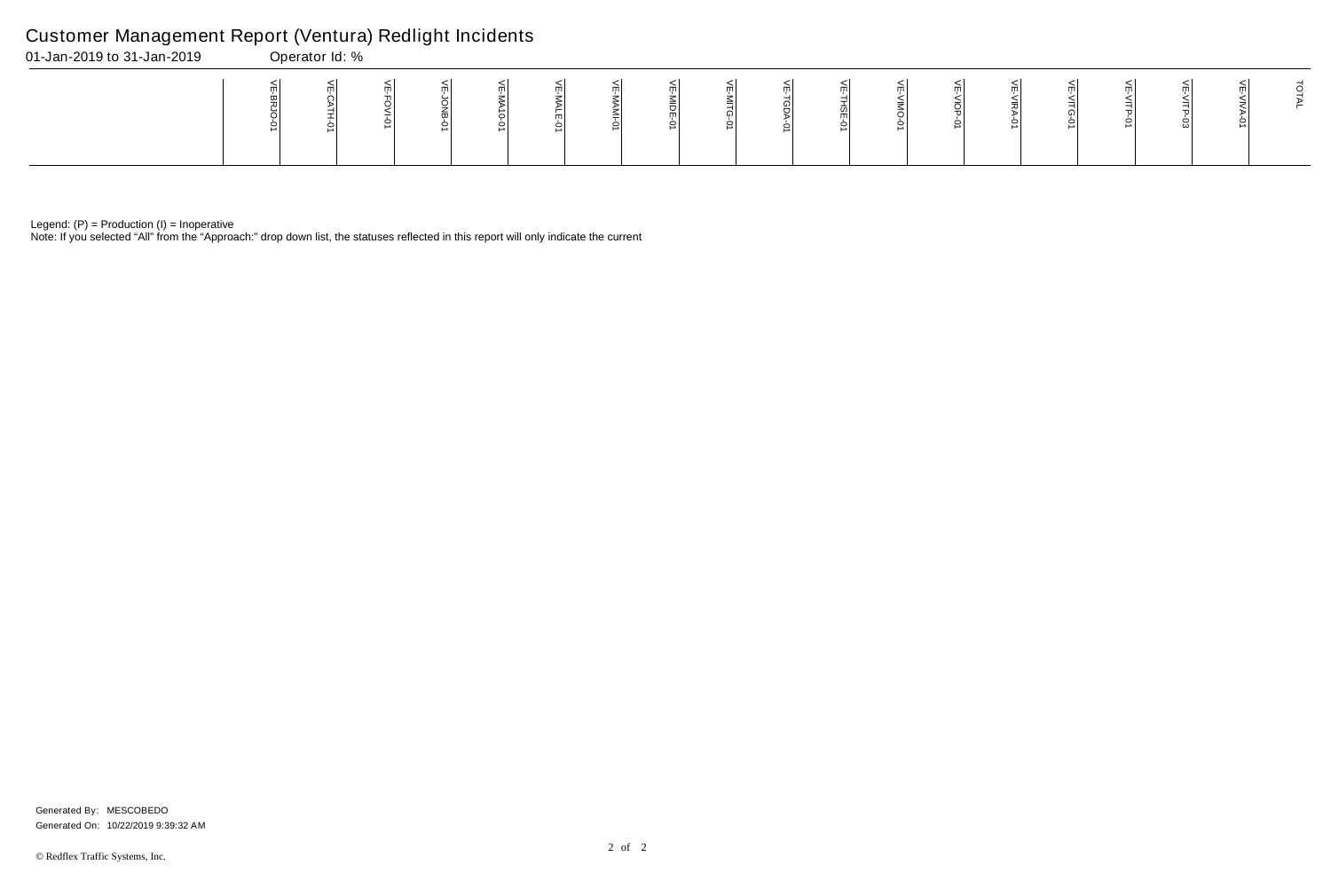# Customer Management Report (Ventura) Redlight Incidents

01-Jan-2019 to 31-Jan-2019 Operator Id: %

| | VE-BRJO-01 | VE-CATH-01 | VE-FOVI-01 | VE-JONB-01 | VE-MA10-01 | VE-MALE-01 | VE-MAMI-01 | VE-MIDE-01 | VE-MITG-01 | VE-TGDA-01 | VE-THSE-01 | VE-VIMO-01 | VE-VIOP-01 | VE-VIRA-01 | VE-VITG-01 | VE-VITP-01 | VE-VITP-03 | VE-VIVA-01 | TOTAL |
|---|---|---|---|---|---|---|---|---|---|---|---|---|---|---|---|---|---|---|---|

Legend: (P) = Production (I) = Inoperative

Note: If you selected "All" from the "Approach:" drop down list, the statuses reflected in this report will only indicate the current

Generated By: MESCOBEDO

Generated On: 10/22/2019 9:39:32 AM

© Redflex Traffic Systems, Inc.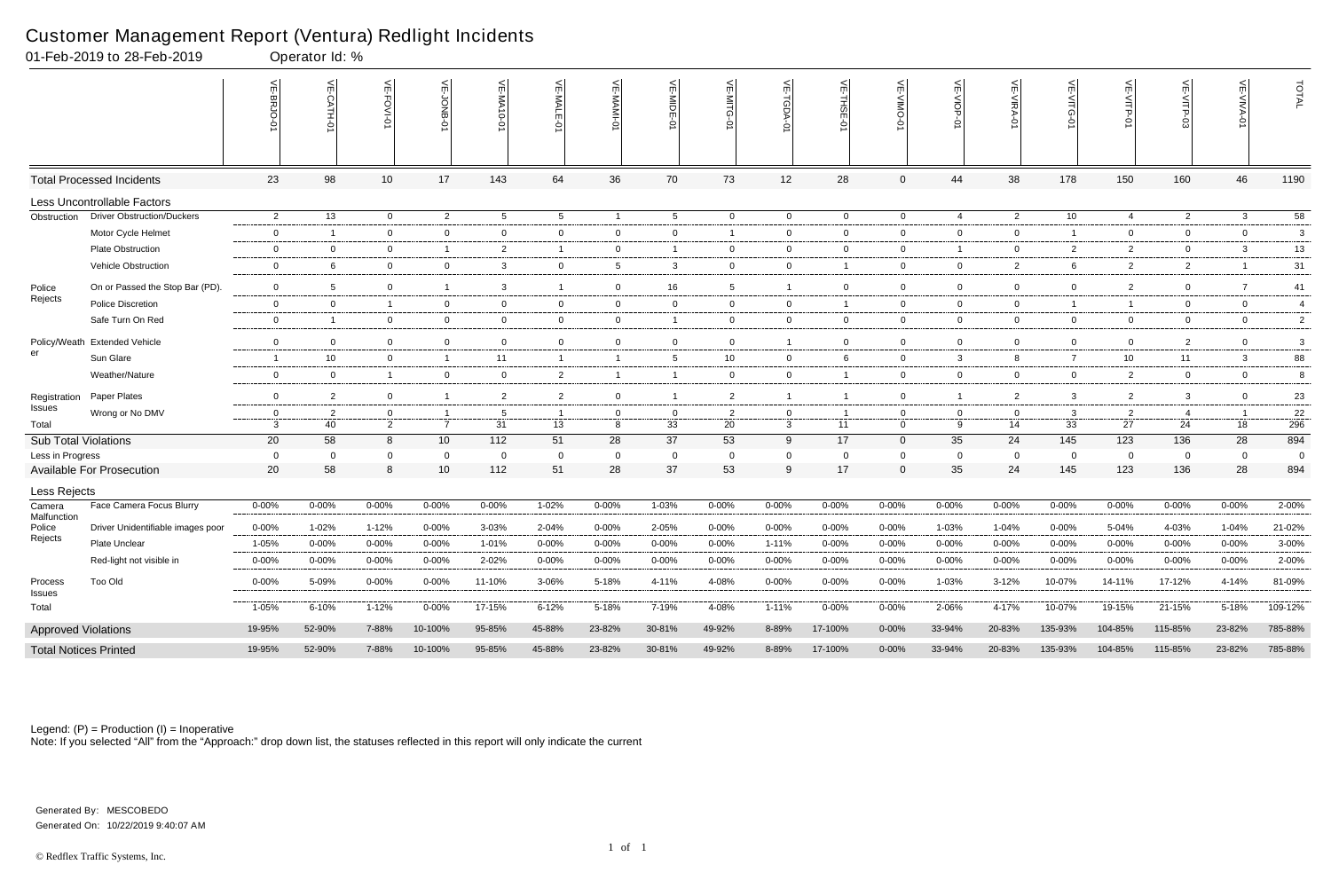# Customer Management Report (Ventura) Redlight Incidents

01-Feb-2019 to 28-Feb-2019 Operator Id: %

| | | VE-BRJO-01 | VE-CATH-01 | VE-FOVI-01 | VE-JONB-01 | VE-MA10-01 | VE-MALE-01 | VE-MAMI-01 | VE-MIDE-01 | VE-MITG-01 | VE-TGDA-01 | VE-THSE-01 | VE-VIMO-01 | VE-VIOP-01 | VE-VIRA-01 | VE-VITG-01 | VE-VITP-01 | VE-VITP-03 | VE-VIVA-01 | TOTAL |
|---|---|---|---|---|---|---|---|---|---|---|---|---|---|---|---|---|---|---|---|---|
| **Total Processed Incidents** | | 23 | 98 | 10 | 17 | 143 | 64 | 36 | 70 | 73 | 12 | 28 | 0 | 44 | 38 | 178 | 150 | 160 | 46 | 1190 |
| **Less Uncontrollable Factors** | | | | | | | | | | | | | | | | | | | | |
| Obstruction | Driver Obstruction/Duckers | 2 | 13 | 0 | 2 | 5 | 5 | 1 | 5 | 0 | 0 | 0 | 0 | 4 | 2 | 10 | 4 | 2 | 3 | 58 |
| | Motor Cycle Helmet | 0 | 1 | 0 | 0 | 0 | 0 | 0 | 0 | 1 | 0 | 0 | 0 | 0 | 0 | 1 | 0 | 0 | 0 | 3 |
| | Plate Obstruction | 0 | 0 | 0 | 1 | 2 | 1 | 0 | 1 | 0 | 0 | 0 | 0 | 1 | 0 | 2 | 2 | 0 | 3 | 13 |
| | Vehicle Obstruction | 0 | 6 | 0 | 0 | 3 | 0 | 5 | 3 | 0 | 0 | 1 | 0 | 0 | 2 | 6 | 2 | 2 | 1 | 31 |
| Police Rejects | On or Passed the Stop Bar (PD). | 0 | 5 | 0 | 1 | 3 | 1 | 0 | 16 | 5 | 1 | 0 | 0 | 0 | 0 | 0 | 2 | 0 | 7 | 41 |
| | Police Discretion | 0 | 0 | 1 | 0 | 0 | 0 | 0 | 0 | 0 | 0 | 1 | 0 | 0 | 0 | 1 | 1 | 0 | 0 | 4 |
| | Safe Turn On Red | 0 | 1 | 0 | 0 | 0 | 0 | 0 | 1 | 0 | 0 | 0 | 0 | 0 | 0 | 0 | 0 | 0 | 0 | 2 |
| Policy/Weather | Extended Vehicle | 0 | 0 | 0 | 0 | 0 | 0 | 0 | 0 | 0 | 1 | 0 | 0 | 0 | 0 | 0 | 0 | 2 | 0 | 3 |
| | Sun Glare | 1 | 10 | 0 | 1 | 11 | 1 | 1 | 5 | 10 | 0 | 6 | 0 | 3 | 8 | 7 | 10 | 11 | 3 | 88 |
| | Weather/Nature | 0 | 0 | 1 | 0 | 0 | 2 | 1 | 1 | 0 | 0 | 1 | 0 | 0 | 0 | 0 | 2 | 0 | 0 | 8 |
| Registration Issues | Paper Plates | 0 | 2 | 0 | 1 | 2 | 2 | 0 | 1 | 2 | 1 | 1 | 0 | 1 | 2 | 3 | 2 | 3 | 0 | 23 |
| | Wrong or No DMV | 0 | 2 | 0 | 1 | 5 | 1 | 0 | 0 | 2 | 0 | 1 | 0 | 0 | 0 | 3 | 2 | 4 | 1 | 22 |
| Total | | 3 | 40 | 2 | 7 | 31 | 13 | 8 | 33 | 20 | 3 | 11 | 0 | 9 | 14 | 33 | 27 | 24 | 18 | 296 |
| **Sub Total Violations** | | 20 | 58 | 8 | 10 | 112 | 51 | 28 | 37 | 53 | 9 | 17 | 0 | 35 | 24 | 145 | 123 | 136 | 28 | 894 |
| Less in Progress | | 0 | 0 | 0 | 0 | 0 | 0 | 0 | 0 | 0 | 0 | 0 | 0 | 0 | 0 | 0 | 0 | 0 | 0 | 0 |
| **Available For Prosecution** | | 20 | 58 | 8 | 10 | 112 | 51 | 28 | 37 | 53 | 9 | 17 | 0 | 35 | 24 | 145 | 123 | 136 | 28 | 894 |
| **Less Rejects** | | | | | | | | | | | | | | | | | | | | |
| Camera Malfunction | Face Camera Focus Blurry | 0-00% | 0-00% | 0-00% | 0-00% | 0-00% | 1-02% | 0-00% | 1-03% | 0-00% | 0-00% | 0-00% | 0-00% | 0-00% | 0-00% | 0-00% | 0-00% | 0-00% | 0-00% | 2-00% |
| Police Rejects | Driver Unidentifiable images poor | 0-00% | 1-02% | 1-12% | 0-00% | 3-03% | 2-04% | 0-00% | 2-05% | 0-00% | 0-00% | 0-00% | 0-00% | 1-03% | 1-04% | 0-00% | 5-04% | 4-03% | 1-04% | 21-02% |
| | Plate Unclear | 1-05% | 0-00% | 0-00% | 0-00% | 1-01% | 0-00% | 0-00% | 0-00% | 0-00% | 1-11% | 0-00% | 0-00% | 0-00% | 0-00% | 0-00% | 0-00% | 0-00% | 0-00% | 3-00% |
| | Red-light not visible in | 0-00% | 0-00% | 0-00% | 0-00% | 2-02% | 0-00% | 0-00% | 0-00% | 0-00% | 0-00% | 0-00% | 0-00% | 0-00% | 0-00% | 0-00% | 0-00% | 0-00% | 0-00% | 2-00% |
| Process Issues | Too Old | 0-00% | 5-09% | 0-00% | 0-00% | 11-10% | 3-06% | 5-18% | 4-11% | 4-08% | 0-00% | 0-00% | 0-00% | 1-03% | 3-12% | 10-07% | 14-11% | 17-12% | 4-14% | 81-09% |
| Total | | 1-05% | 6-10% | 1-12% | 0-00% | 17-15% | 6-12% | 5-18% | 7-19% | 4-08% | 1-11% | 0-00% | 0-00% | 2-06% | 4-17% | 10-07% | 19-15% | 21-15% | 5-18% | 109-12% |
| **Approved Violations** | | 19-95% | 52-90% | 7-88% | 10-100% | 95-85% | 45-88% | 23-82% | 30-81% | 49-92% | 8-89% | 17-100% | 0-00% | 33-94% | 20-83% | 135-93% | 104-85% | 115-85% | 23-82% | 785-88% |
| **Total Notices Printed** | | 19-95% | 52-90% | 7-88% | 10-100% | 95-85% | 45-88% | 23-82% | 30-81% | 49-92% | 8-89% | 17-100% | 0-00% | 33-94% | 20-83% | 135-93% | 104-85% | 115-85% | 23-82% | 785-88% |

Legend: (P) = Production (I) = Inoperative

Note: If you selected "All" from the "Approach:" drop down list, the statuses reflected in this report will only indicate the current

Generated By: MESCOBEDO

Generated On: 10/22/2019 9:40:07 AM

© Redflex Traffic Systems, Inc.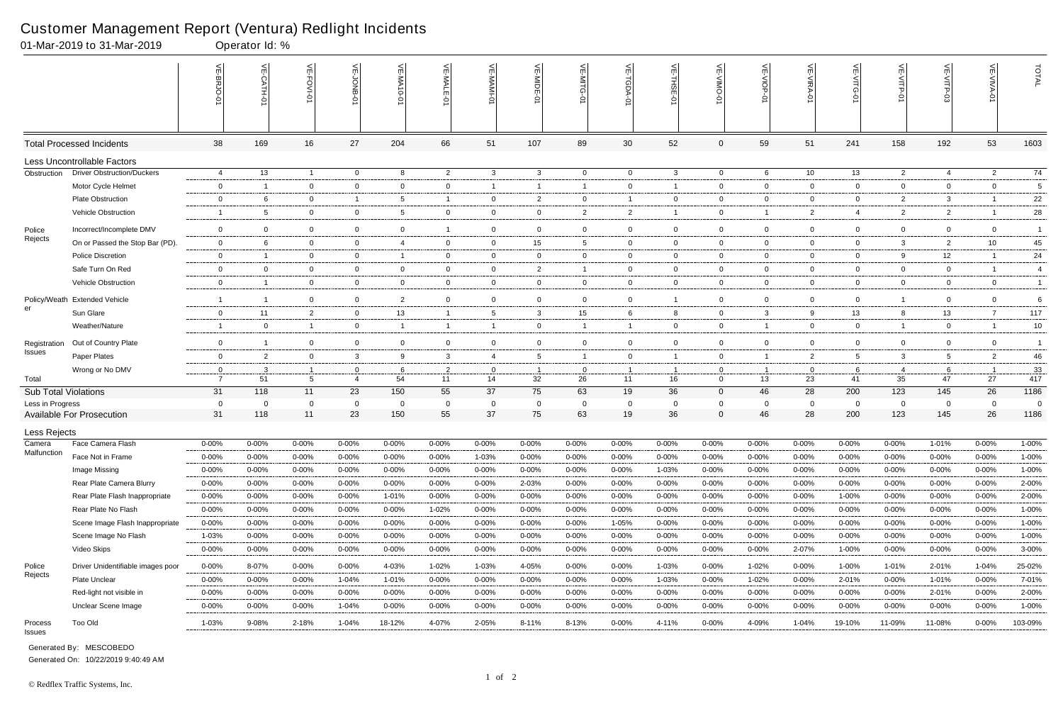# Customer Management Report (Ventura) Redlight Incidents

01-Mar-2019 to 31-Mar-2019 Operator Id: %

| | | VE-BRJO-01 | VE-CATH-01 | VE-FOVI-01 | VE-JONB-01 | VE-MA10-01 | VE-MALE-01 | VE-MAMI-01 | VE-MIDE-01 | VE-MITG-01 | VE-TGDA-01 | VE-THSE-01 | VE-VIMO-01 | VE-VIOP-01 | VE-VIRA-01 | VE-VITG-01 | VE-VITP-01 | VE-VITP-03 | VE-VIVA-01 | TOTAL |
|---|---|---|---|---|---|---|---|---|---|---|---|---|---|---|---|---|---|---|---|---|
| **Total Processed Incidents** | | 38 | 169 | 16 | 27 | 204 | 66 | 51 | 107 | 89 | 30 | 52 | 0 | 59 | 51 | 241 | 158 | 192 | 53 | 1603 |
| **Less Uncontrollable Factors** | | | | | | | | | | | | | | | | | | | | |
| Obstruction | Driver Obstruction/Duckers | 4 | 13 | 1 | 0 | 8 | 2 | 3 | 3 | 0 | 0 | 3 | 0 | 6 | 10 | 13 | 2 | 4 | 2 | 74 |
| | Motor Cycle Helmet | 0 | 1 | 0 | 0 | 0 | 0 | 1 | 1 | 1 | 0 | 1 | 0 | 0 | 0 | 0 | 0 | 0 | 0 | 5 |
| | Plate Obstruction | 0 | 6 | 0 | 1 | 5 | 1 | 0 | 2 | 0 | 1 | 0 | 0 | 0 | 0 | 0 | 2 | 3 | 1 | 22 |
| | Vehicle Obstruction | 1 | 5 | 0 | 0 | 5 | 0 | 0 | 0 | 2 | 2 | 1 | 0 | 1 | 2 | 4 | 2 | 2 | 1 | 28 |
| Police Rejects | Incorrect/Incomplete DMV | 0 | 0 | 0 | 0 | 0 | 1 | 0 | 0 | 0 | 0 | 0 | 0 | 0 | 0 | 0 | 0 | 0 | 0 | 1 |
| | On or Passed the Stop Bar (PD). | 0 | 6 | 0 | 0 | 4 | 0 | 0 | 15 | 5 | 0 | 0 | 0 | 0 | 0 | 0 | 3 | 2 | 10 | 45 |
| | Police Discretion | 0 | 1 | 0 | 0 | 1 | 0 | 0 | 0 | 0 | 0 | 0 | 0 | 0 | 0 | 0 | 9 | 12 | 1 | 24 |
| | Safe Turn On Red | 0 | 0 | 0 | 0 | 0 | 0 | 0 | 2 | 1 | 0 | 0 | 0 | 0 | 0 | 0 | 0 | 0 | 1 | 4 |
| | Vehicle Obstruction | 0 | 1 | 0 | 0 | 0 | 0 | 0 | 0 | 0 | 0 | 0 | 0 | 0 | 0 | 0 | 0 | 0 | 0 | 1 |
| Policy/Weather | Extended Vehicle | 1 | 1 | 0 | 0 | 2 | 0 | 0 | 0 | 0 | 0 | 1 | 0 | 0 | 0 | 0 | 1 | 0 | 0 | 6 |
| | Sun Glare | 0 | 11 | 2 | 0 | 13 | 1 | 5 | 3 | 15 | 6 | 8 | 0 | 3 | 9 | 13 | 8 | 13 | 7 | 117 |
| | Weather/Nature | 1 | 0 | 1 | 0 | 1 | 1 | 1 | 0 | 1 | 1 | 0 | 0 | 1 | 0 | 0 | 1 | 0 | 1 | 10 |
| Registration Issues | Out of Country Plate | 0 | 1 | 0 | 0 | 0 | 0 | 0 | 0 | 0 | 0 | 0 | 0 | 0 | 0 | 0 | 0 | 0 | 0 | 1 |
| | Paper Plates | 0 | 2 | 0 | 3 | 9 | 3 | 4 | 5 | 1 | 0 | 1 | 0 | 1 | 2 | 5 | 3 | 5 | 2 | 46 |
| | Wrong or No DMV | 0 | 3 | 1 | 0 | 6 | 2 | 0 | 1 | 0 | 1 | 1 | 0 | 1 | 0 | 6 | 4 | 6 | 1 | 33 |
| Total | | 7 | 51 | 5 | 4 | 54 | 11 | 14 | 32 | 26 | 11 | 16 | 0 | 13 | 23 | 41 | 35 | 47 | 27 | 417 |
| **Sub Total Violations** | | 31 | 118 | 11 | 23 | 150 | 55 | 37 | 75 | 63 | 19 | 36 | 0 | 46 | 28 | 200 | 123 | 145 | 26 | 1186 |
| Less in Progress | | 0 | 0 | 0 | 0 | 0 | 0 | 0 | 0 | 0 | 0 | 0 | 0 | 0 | 0 | 0 | 0 | 0 | 0 | 0 |
| **Available For Prosecution** | | 31 | 118 | 11 | 23 | 150 | 55 | 37 | 75 | 63 | 19 | 36 | 0 | 46 | 28 | 200 | 123 | 145 | 26 | 1186 |
| **Less Rejects** | | | | | | | | | | | | | | | | | | | | |
| Camera Malfunction | Face Camera Flash | 0-00% | 0-00% | 0-00% | 0-00% | 0-00% | 0-00% | 0-00% | 0-00% | 0-00% | 0-00% | 0-00% | 0-00% | 0-00% | 0-00% | 0-00% | 0-00% | 1-01% | 0-00% | 1-00% |
| | Face Not in Frame | 0-00% | 0-00% | 0-00% | 0-00% | 0-00% | 0-00% | 1-03% | 0-00% | 0-00% | 0-00% | 0-00% | 0-00% | 0-00% | 0-00% | 0-00% | 0-00% | 0-00% | 0-00% | 1-00% |
| | Image Missing | 0-00% | 0-00% | 0-00% | 0-00% | 0-00% | 0-00% | 0-00% | 0-00% | 0-00% | 0-00% | 1-03% | 0-00% | 0-00% | 0-00% | 0-00% | 0-00% | 0-00% | 0-00% | 1-00% |
| | Rear Plate Camera Blurry | 0-00% | 0-00% | 0-00% | 0-00% | 0-00% | 0-00% | 0-00% | 2-03% | 0-00% | 0-00% | 0-00% | 0-00% | 0-00% | 0-00% | 0-00% | 0-00% | 0-00% | 0-00% | 2-00% |
| | Rear Plate Flash Inappropriate | 0-00% | 0-00% | 0-00% | 0-00% | 1-01% | 0-00% | 0-00% | 0-00% | 0-00% | 0-00% | 0-00% | 0-00% | 0-00% | 0-00% | 1-00% | 0-00% | 0-00% | 0-00% | 2-00% |
| | Rear Plate No Flash | 0-00% | 0-00% | 0-00% | 0-00% | 0-00% | 1-02% | 0-00% | 0-00% | 0-00% | 0-00% | 0-00% | 0-00% | 0-00% | 0-00% | 0-00% | 0-00% | 0-00% | 0-00% | 1-00% |
| | Scene Image Flash Inappropriate | 0-00% | 0-00% | 0-00% | 0-00% | 0-00% | 0-00% | 0-00% | 0-00% | 0-00% | 1-05% | 0-00% | 0-00% | 0-00% | 0-00% | 0-00% | 0-00% | 0-00% | 0-00% | 1-00% |
| | Scene Image No Flash | 1-03% | 0-00% | 0-00% | 0-00% | 0-00% | 0-00% | 0-00% | 0-00% | 0-00% | 0-00% | 0-00% | 0-00% | 0-00% | 0-00% | 0-00% | 0-00% | 0-00% | 0-00% | 1-00% |
| | Video Skips | 0-00% | 0-00% | 0-00% | 0-00% | 0-00% | 0-00% | 0-00% | 0-00% | 0-00% | 0-00% | 0-00% | 0-00% | 0-00% | 2-07% | 1-00% | 0-00% | 0-00% | 0-00% | 3-00% |
| Police Rejects | Driver Unidentifiable images poor | 0-00% | 8-07% | 0-00% | 0-00% | 4-03% | 1-02% | 1-03% | 4-05% | 0-00% | 0-00% | 1-03% | 0-00% | 1-02% | 0-00% | 1-00% | 1-01% | 2-01% | 1-04% | 25-02% |
| | Plate Unclear | 0-00% | 0-00% | 0-00% | 1-04% | 1-01% | 0-00% | 0-00% | 0-00% | 0-00% | 0-00% | 1-03% | 0-00% | 1-02% | 0-00% | 2-01% | 0-00% | 1-01% | 0-00% | 7-01% |
| | Red-light not visible in | 0-00% | 0-00% | 0-00% | 0-00% | 0-00% | 0-00% | 0-00% | 0-00% | 0-00% | 0-00% | 0-00% | 0-00% | 0-00% | 0-00% | 0-00% | 0-00% | 2-01% | 0-00% | 2-00% |
| | Unclear Scene Image | 0-00% | 0-00% | 0-00% | 1-04% | 0-00% | 0-00% | 0-00% | 0-00% | 0-00% | 0-00% | 0-00% | 0-00% | 0-00% | 0-00% | 0-00% | 0-00% | 0-00% | 0-00% | 1-00% |
| Process Issues | Too Old | 1-03% | 9-08% | 2-18% | 1-04% | 18-12% | 4-07% | 2-05% | 8-11% | 8-13% | 0-00% | 4-11% | 0-00% | 4-09% | 1-04% | 19-10% | 11-09% | 11-08% | 0-00% | 103-09% |

Generated By: MESCOBEDO

Generated On: 10/22/2019 9:40:49 AM

© Redflex Traffic Systems, Inc.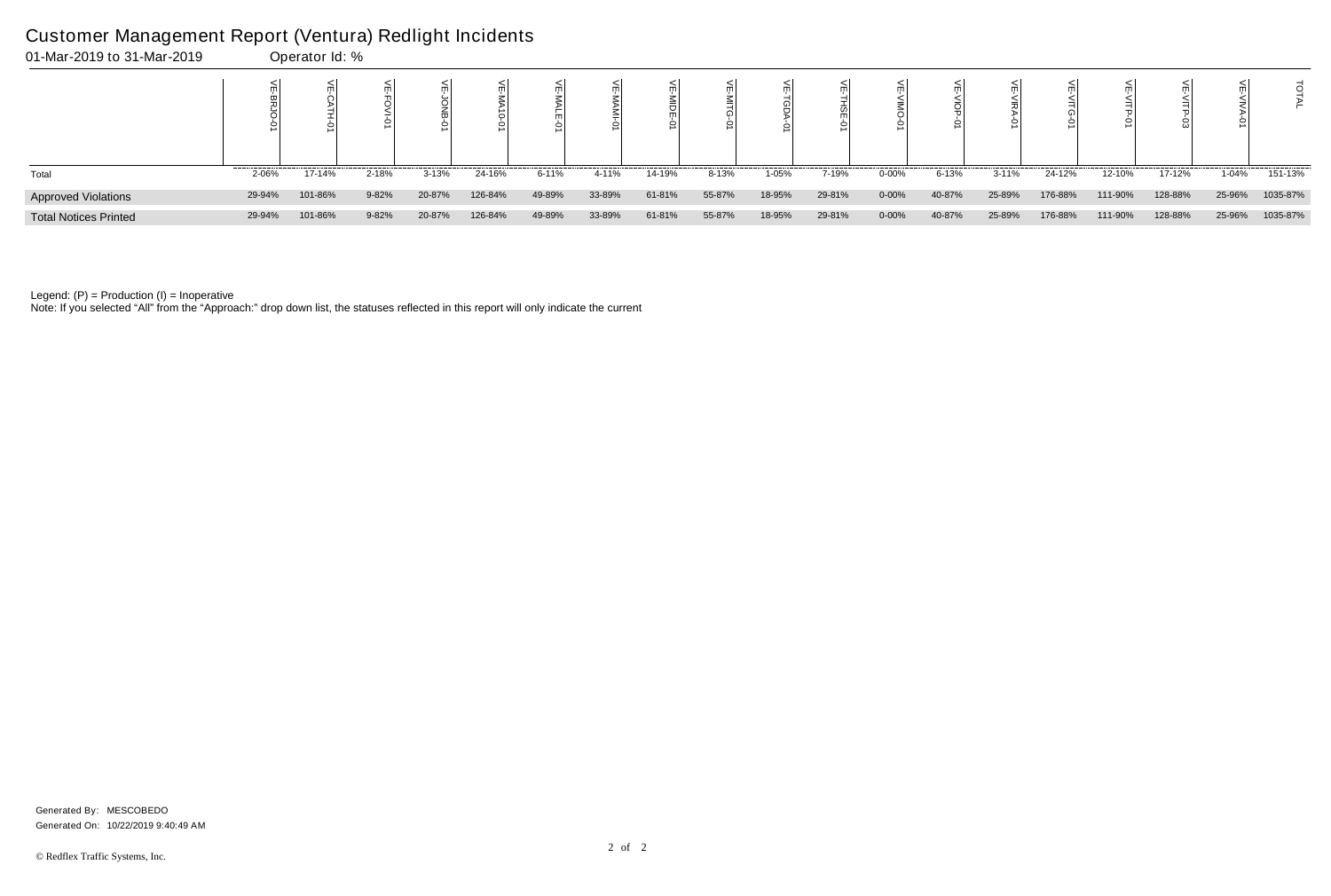# Customer Management Report (Ventura) Redlight Incidents

01-Mar-2019 to 31-Mar-2019 Operator Id: %

| | VE-BRJO-01 | VE-CATH-01 | VE-FOVI-01 | VE-JONB-01 | VE-MA10-01 | VE-MALE-01 | VE-MAMI-01 | VE-MIDE-01 | VE-MITG-01 | VE-TGDA-01 | VE-THSE-01 | VE-VIMO-01 | VE-VIOP-01 | VE-VIRA-01 | VE-VITG-01 | VE-VITP-01 | VE-VITP-03 | VE-VIVA-01 | TOTAL |
|---|---|---|---|---|---|---|---|---|---|---|---|---|---|---|---|---|---|---|---|
| Total | 2-06% | 17-14% | 2-18% | 3-13% | 24-16% | 6-11% | 4-11% | 14-19% | 8-13% | 1-05% | 7-19% | 0-00% | 6-13% | 3-11% | 24-12% | 12-10% | 17-12% | 1-04% | 151-13% |
| Approved Violations | 29-94% | 101-86% | 9-82% | 20-87% | 126-84% | 49-89% | 33-89% | 61-81% | 55-87% | 18-95% | 29-81% | 0-00% | 40-87% | 25-89% | 176-88% | 111-90% | 128-88% | 25-96% | 1035-87% |
| Total Notices Printed | 29-94% | 101-86% | 9-82% | 20-87% | 126-84% | 49-89% | 33-89% | 61-81% | 55-87% | 18-95% | 29-81% | 0-00% | 40-87% | 25-89% | 176-88% | 111-90% | 128-88% | 25-96% | 1035-87% |

Legend: (P) = Production (I) = Inoperative

Note: If you selected "All" from the "Approach:" drop down list, the statuses reflected in this report will only indicate the current

Generated By: MESCOBEDO

Generated On: 10/22/2019 9:40:49 AM

© Redflex Traffic Systems, Inc.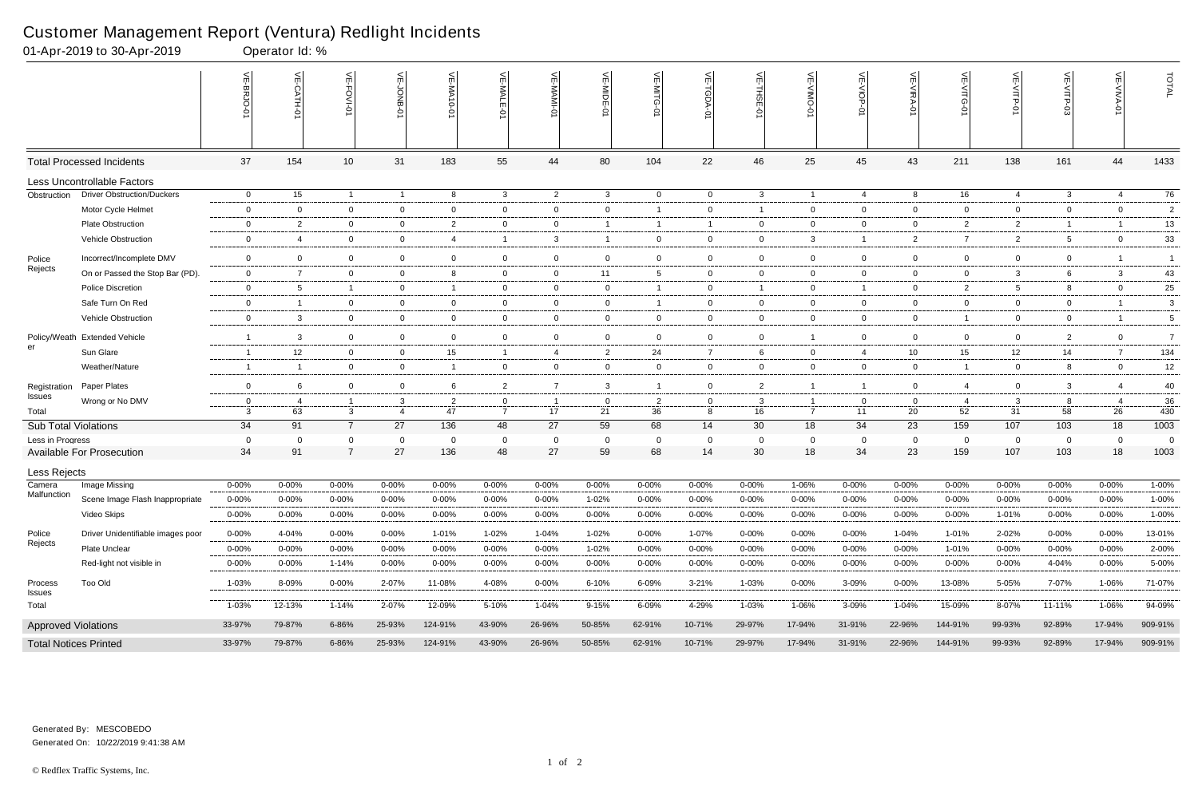# Customer Management Report (Ventura) Redlight Incidents

01-Apr-2019 to 30-Apr-2019 Operator Id: %

| | | VE-BRJO-01 | VE-CATH-01 | VE-FOVI-01 | VE-JONB-01 | VE-MA10-01 | VE-MALE-01 | VE-MAMI-01 | VE-MIDE-01 | VE-MITG-01 | VE-TGDA-01 | VE-THSE-01 | VE-VIMO-01 | VE-VIOP-01 | VE-VIRA-01 | VE-VITG-01 | VE-VITP-01 | VE-VITP-03 | VE-VIVA-01 | TOTAL |
|---|---|---|---|---|---|---|---|---|---|---|---|---|---|---|---|---|---|---|---|---|
| **Total Processed Incidents** | | 37 | 154 | 10 | 31 | 183 | 55 | 44 | 80 | 104 | 22 | 46 | 25 | 45 | 43 | 211 | 138 | 161 | 44 | 1433 |
| **Less Uncontrollable Factors** | | | | | | | | | | | | | | | | | | | | |
| Obstruction | Driver Obstruction/Duckers | 0 | 15 | 1 | 1 | 8 | 3 | 2 | 3 | 0 | 0 | 3 | 1 | 4 | 8 | 16 | 4 | 3 | 4 | 76 |
| | Motor Cycle Helmet | 0 | 0 | 0 | 0 | 0 | 0 | 0 | 0 | 1 | 0 | 1 | 0 | 0 | 0 | 0 | 0 | 0 | 0 | 2 |
| | Plate Obstruction | 0 | 2 | 0 | 0 | 2 | 0 | 0 | 1 | 1 | 1 | 0 | 0 | 0 | 0 | 2 | 2 | 1 | 1 | 13 |
| | Vehicle Obstruction | 0 | 4 | 0 | 0 | 4 | 1 | 3 | 1 | 0 | 0 | 0 | 3 | 1 | 2 | 7 | 2 | 5 | 0 | 33 |
| Police Rejects | Incorrect/Incomplete DMV | 0 | 0 | 0 | 0 | 0 | 0 | 0 | 0 | 0 | 0 | 0 | 0 | 0 | 0 | 0 | 0 | 0 | 1 | 1 |
| | On or Passed the Stop Bar (PD). | 0 | 7 | 0 | 0 | 8 | 0 | 0 | 11 | 5 | 0 | 0 | 0 | 0 | 0 | 0 | 3 | 6 | 3 | 43 |
| | Police Discretion | 0 | 5 | 1 | 0 | 1 | 0 | 0 | 0 | 1 | 0 | 1 | 0 | 1 | 0 | 2 | 5 | 8 | 0 | 25 |
| | Safe Turn On Red | 0 | 1 | 0 | 0 | 0 | 0 | 0 | 0 | 1 | 0 | 0 | 0 | 0 | 0 | 0 | 0 | 0 | 1 | 3 |
| | Vehicle Obstruction | 0 | 3 | 0 | 0 | 0 | 0 | 0 | 0 | 0 | 0 | 0 | 0 | 0 | 0 | 1 | 0 | 0 | 1 | 5 |
| Policy/Weather | Extended Vehicle | 1 | 3 | 0 | 0 | 0 | 0 | 0 | 0 | 0 | 0 | 0 | 1 | 0 | 0 | 0 | 0 | 2 | 0 | 7 |
| | Sun Glare | 1 | 12 | 0 | 0 | 15 | 1 | 4 | 2 | 24 | 7 | 6 | 0 | 4 | 10 | 15 | 12 | 14 | 7 | 134 |
| | Weather/Nature | 1 | 1 | 0 | 0 | 1 | 0 | 0 | 0 | 0 | 0 | 0 | 0 | 0 | 0 | 1 | 0 | 8 | 0 | 12 |
| Registration Issues | Paper Plates | 0 | 6 | 0 | 0 | 6 | 2 | 7 | 3 | 1 | 0 | 2 | 1 | 1 | 0 | 4 | 0 | 3 | 4 | 40 |
| | Wrong or No DMV | 0 | 4 | 1 | 3 | 2 | 0 | 1 | 0 | 2 | 0 | 3 | 1 | 0 | 0 | 4 | 3 | 8 | 4 | 36 |
| Total | | 3 | 63 | 3 | 4 | 47 | 7 | 17 | 21 | 36 | 8 | 16 | 7 | 11 | 20 | 52 | 31 | 58 | 26 | 430 |
| **Sub Total Violations** | | 34 | 91 | 7 | 27 | 136 | 48 | 27 | 59 | 68 | 14 | 30 | 18 | 34 | 23 | 159 | 107 | 103 | 18 | 1003 |
| Less in Progress | | 0 | 0 | 0 | 0 | 0 | 0 | 0 | 0 | 0 | 0 | 0 | 0 | 0 | 0 | 0 | 0 | 0 | 0 | 0 |
| **Available For Prosecution** | | 34 | 91 | 7 | 27 | 136 | 48 | 27 | 59 | 68 | 14 | 30 | 18 | 34 | 23 | 159 | 107 | 103 | 18 | 1003 |
| **Less Rejects** | | | | | | | | | | | | | | | | | | | | |
| Camera Malfunction | Image Missing | 0-00% | 0-00% | 0-00% | 0-00% | 0-00% | 0-00% | 0-00% | 0-00% | 0-00% | 0-00% | 0-00% | 1-06% | 0-00% | 0-00% | 0-00% | 0-00% | 0-00% | 0-00% | 1-00% |
| | Scene Image Flash Inappropriate | 0-00% | 0-00% | 0-00% | 0-00% | 0-00% | 0-00% | 0-00% | 1-02% | 0-00% | 0-00% | 0-00% | 0-00% | 0-00% | 0-00% | 0-00% | 0-00% | 0-00% | 0-00% | 1-00% |
| | Video Skips | 0-00% | 0-00% | 0-00% | 0-00% | 0-00% | 0-00% | 0-00% | 0-00% | 0-00% | 0-00% | 0-00% | 0-00% | 0-00% | 0-00% | 0-00% | 1-01% | 0-00% | 0-00% | 1-00% |
| Police Rejects | Driver Unidentifiable images poor | 0-00% | 4-04% | 0-00% | 0-00% | 1-01% | 1-02% | 1-04% | 1-02% | 0-00% | 1-07% | 0-00% | 0-00% | 0-00% | 1-04% | 1-01% | 2-02% | 0-00% | 0-00% | 13-01% |
| | Plate Unclear | 0-00% | 0-00% | 0-00% | 0-00% | 0-00% | 0-00% | 0-00% | 1-02% | 0-00% | 0-00% | 0-00% | 0-00% | 0-00% | 0-00% | 1-01% | 0-00% | 0-00% | 0-00% | 2-00% |
| | Red-light not visible in | 0-00% | 0-00% | 1-14% | 0-00% | 0-00% | 0-00% | 0-00% | 0-00% | 0-00% | 0-00% | 0-00% | 0-00% | 0-00% | 0-00% | 0-00% | 0-00% | 4-04% | 0-00% | 5-00% |
| Process Issues | Too Old | 1-03% | 8-09% | 0-00% | 2-07% | 11-08% | 4-08% | 0-00% | 6-10% | 6-09% | 3-21% | 1-03% | 0-00% | 3-09% | 0-00% | 13-08% | 5-05% | 7-07% | 1-06% | 71-07% |
| Total | | 1-03% | 12-13% | 1-14% | 2-07% | 12-09% | 5-10% | 1-04% | 9-15% | 6-09% | 4-29% | 1-03% | 1-06% | 3-09% | 1-04% | 15-09% | 8-07% | 11-11% | 1-06% | 94-09% |
| **Approved Violations** | | 33-97% | 79-87% | 6-86% | 25-93% | 124-91% | 43-90% | 26-96% | 50-85% | 62-91% | 10-71% | 29-97% | 17-94% | 31-91% | 22-96% | 144-91% | 99-93% | 92-89% | 17-94% | 909-91% |
| **Total Notices Printed** | | 33-97% | 79-87% | 6-86% | 25-93% | 124-91% | 43-90% | 26-96% | 50-85% | 62-91% | 10-71% | 29-97% | 17-94% | 31-91% | 22-96% | 144-91% | 99-93% | 92-89% | 17-94% | 909-91% |

Generated By: MESCOBEDO
Generated On: 10/22/2019 9:41:38 AM

© Redflex Traffic Systems, Inc.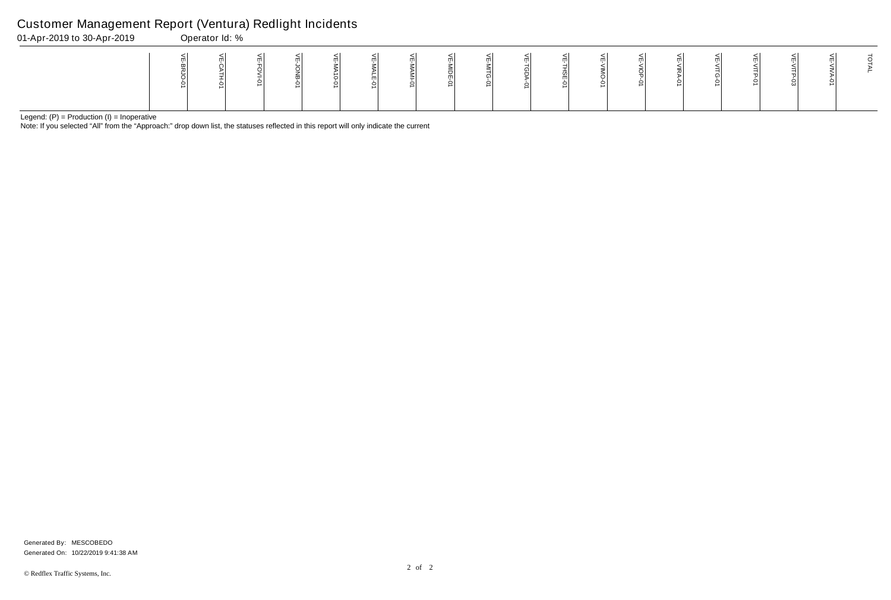# Customer Management Report (Ventura) Redlight Incidents

01-Apr-2019 to 30-Apr-2019 Operator Id: %

| | VE-BRJO-01 | VE-CATH-01 | VE-FOVI-01 | VE-JONB-01 | VE-MA10-01 | VE-MALE-01 | VE-MAMI-01 | VE-MIDE-01 | VE-MITG-01 | VE-TGDA-01 | VE-THSE-01 | VE-VIMO-01 | VE-VIOP-01 | VE-VIRA-01 | VE-VITG-01 | VE-VITP-01 | VE-VITP-03 | VE-VIVA-01 | TOTAL |
|---|---|---|---|---|---|---|---|---|---|---|---|---|---|---|---|---|---|---|---|

Legend: (P) = Production (I) = Inoperative

Note: If you selected "All" from the "Approach:" drop down list, the statuses reflected in this report will only indicate the current

Generated By: MESCOBEDO

Generated On: 10/22/2019 9:41:38 AM

© Redflex Traffic Systems, Inc.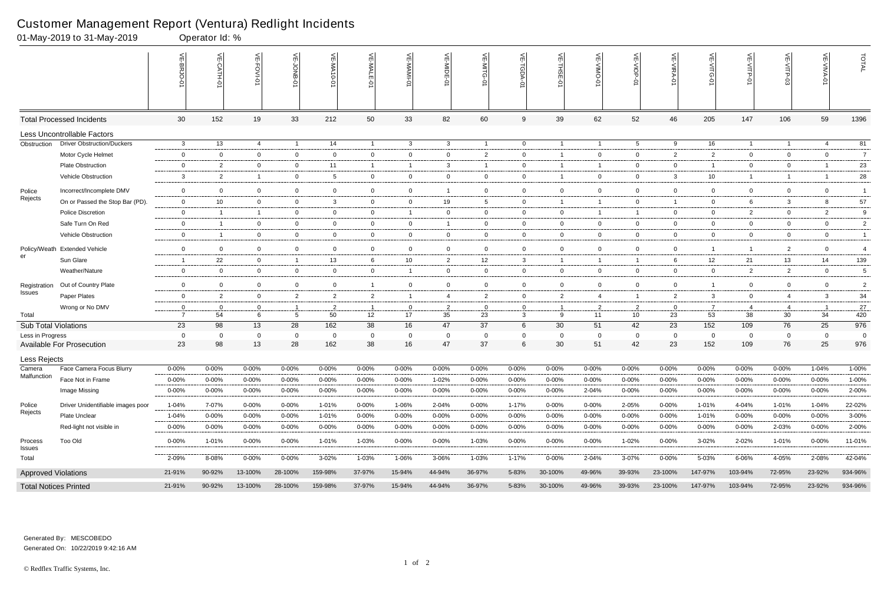# Customer Management Report (Ventura) Redlight Incidents

01-May-2019 to 31-May-2019 Operator Id: %

| | | VE-BRJO-01 | VE-CATH-01 | VE-FOVI-01 | VE-JONB-01 | VE-MA10-01 | VE-MALE-01 | VE-MAMI-01 | VE-MIDE-01 | VE-MITG-01 | VE-TGDA-01 | VE-THSE-01 | VE-VIMO-01 | VE-VIOP-01 | VE-VIRA-01 | VE-VITG-01 | VE-VITP-01 | VE-VITP-03 | VE-VIVA-01 | TOTAL |
|---|---|---|---|---|---|---|---|---|---|---|---|---|---|---|---|---|---|---|---|---|
| **Total Processed Incidents** | | 30 | 152 | 19 | 33 | 212 | 50 | 33 | 82 | 60 | 9 | 39 | 62 | 52 | 46 | 205 | 147 | 106 | 59 | 1396 |
| **Less Uncontrollable Factors** | | | | | | | | | | | | | | | | | | | | |
| Obstruction | Driver Obstruction/Duckers | 3 | 13 | 4 | 1 | 14 | 1 | 3 | 3 | 1 | 0 | 1 | 1 | 5 | 9 | 16 | 1 | 1 | 4 | 81 |
| | Motor Cycle Helmet | 0 | 0 | 0 | 0 | 0 | 0 | 0 | 0 | 2 | 0 | 1 | 0 | 0 | 2 | 2 | 0 | 0 | 0 | 7 |
| | Plate Obstruction | 0 | 2 | 0 | 0 | 11 | 1 | 1 | 3 | 1 | 0 | 1 | 1 | 0 | 0 | 1 | 0 | 0 | 1 | 23 |
| | Vehicle Obstruction | 3 | 2 | 1 | 0 | 5 | 0 | 0 | 0 | 0 | 0 | 1 | 0 | 0 | 3 | 10 | 1 | 1 | 1 | 28 |
| Police Rejects | Incorrect/Incomplete DMV | 0 | 0 | 0 | 0 | 0 | 0 | 0 | 1 | 0 | 0 | 0 | 0 | 0 | 0 | 0 | 0 | 0 | 0 | 1 |
| | On or Passed the Stop Bar (PD). | 0 | 10 | 0 | 0 | 3 | 0 | 0 | 19 | 5 | 0 | 1 | 1 | 0 | 1 | 0 | 6 | 3 | 8 | 57 |
| | Police Discretion | 0 | 1 | 1 | 0 | 0 | 0 | 1 | 0 | 0 | 0 | 0 | 1 | 1 | 0 | 0 | 2 | 0 | 2 | 9 |
| | Safe Turn On Red | 0 | 1 | 0 | 0 | 0 | 0 | 0 | 1 | 0 | 0 | 0 | 0 | 0 | 0 | 0 | 0 | 0 | 0 | 2 |
| | Vehicle Obstruction | 0 | 1 | 0 | 0 | 0 | 0 | 0 | 0 | 0 | 0 | 0 | 0 | 0 | 0 | 0 | 0 | 0 | 0 | 1 |
| Policy/Weather | Extended Vehicle | 0 | 0 | 0 | 0 | 0 | 0 | 0 | 0 | 0 | 0 | 0 | 0 | 0 | 0 | 1 | 1 | 2 | 0 | 4 |
| | Sun Glare | 1 | 22 | 0 | 1 | 13 | 6 | 10 | 2 | 12 | 3 | 1 | 1 | 1 | 6 | 12 | 21 | 13 | 14 | 139 |
| | Weather/Nature | 0 | 0 | 0 | 0 | 0 | 0 | 1 | 0 | 0 | 0 | 0 | 0 | 0 | 0 | 0 | 2 | 2 | 0 | 5 |
| Registration Issues | Out of Country Plate | 0 | 0 | 0 | 0 | 0 | 1 | 0 | 0 | 0 | 0 | 0 | 0 | 0 | 0 | 1 | 0 | 0 | 0 | 2 |
| | Paper Plates | 0 | 2 | 0 | 2 | 2 | 2 | 1 | 4 | 2 | 0 | 2 | 4 | 1 | 2 | 3 | 0 | 4 | 3 | 34 |
| | Wrong or No DMV | 0 | 0 | 0 | 1 | 2 | 1 | 0 | 2 | 0 | 0 | 1 | 2 | 2 | 0 | 7 | 4 | 4 | 1 | 27 |
| Total | | 7 | 54 | 6 | 5 | 50 | 12 | 17 | 35 | 23 | 3 | 9 | 11 | 10 | 23 | 53 | 38 | 30 | 34 | 420 |
| **Sub Total Violations** | | 23 | 98 | 13 | 28 | 162 | 38 | 16 | 47 | 37 | 6 | 30 | 51 | 42 | 23 | 152 | 109 | 76 | 25 | 976 |
| Less in Progress | | 0 | 0 | 0 | 0 | 0 | 0 | 0 | 0 | 0 | 0 | 0 | 0 | 0 | 0 | 0 | 0 | 0 | 0 | 0 |
| **Available For Prosecution** | | 23 | 98 | 13 | 28 | 162 | 38 | 16 | 47 | 37 | 6 | 30 | 51 | 42 | 23 | 152 | 109 | 76 | 25 | 976 |
| **Less Rejects** | | | | | | | | | | | | | | | | | | | | |
| Camera Malfunction | Face Camera Focus Blurry | 0-00% | 0-00% | 0-00% | 0-00% | 0-00% | 0-00% | 0-00% | 0-00% | 0-00% | 0-00% | 0-00% | 0-00% | 0-00% | 0-00% | 0-00% | 0-00% | 0-00% | 1-04% | 1-00% |
| | Face Not in Frame | 0-00% | 0-00% | 0-00% | 0-00% | 0-00% | 0-00% | 0-00% | 1-02% | 0-00% | 0-00% | 0-00% | 0-00% | 0-00% | 0-00% | 0-00% | 0-00% | 0-00% | 0-00% | 1-00% |
| | Image Missing | 0-00% | 0-00% | 0-00% | 0-00% | 0-00% | 0-00% | 0-00% | 0-00% | 0-00% | 0-00% | 0-00% | 2-04% | 0-00% | 0-00% | 0-00% | 0-00% | 0-00% | 0-00% | 2-00% |
| Police Rejects | Driver Unidentifiable images poor | 1-04% | 7-07% | 0-00% | 0-00% | 1-01% | 0-00% | 1-06% | 2-04% | 0-00% | 1-17% | 0-00% | 0-00% | 2-05% | 0-00% | 1-01% | 4-04% | 1-01% | 1-04% | 22-02% |
| | Plate Unclear | 1-04% | 0-00% | 0-00% | 0-00% | 1-01% | 0-00% | 0-00% | 0-00% | 0-00% | 0-00% | 0-00% | 0-00% | 0-00% | 0-00% | 1-01% | 0-00% | 0-00% | 0-00% | 3-00% |
| | Red-light not visible in | 0-00% | 0-00% | 0-00% | 0-00% | 0-00% | 0-00% | 0-00% | 0-00% | 0-00% | 0-00% | 0-00% | 0-00% | 0-00% | 0-00% | 0-00% | 0-00% | 2-03% | 0-00% | 2-00% |
| Process Issues | Too Old | 0-00% | 1-01% | 0-00% | 0-00% | 1-01% | 1-03% | 0-00% | 0-00% | 1-03% | 0-00% | 0-00% | 0-00% | 1-02% | 0-00% | 3-02% | 2-02% | 1-01% | 0-00% | 11-01% |
| Total | | 2-09% | 8-08% | 0-00% | 0-00% | 3-02% | 1-03% | 1-06% | 3-06% | 1-03% | 1-17% | 0-00% | 2-04% | 3-07% | 0-00% | 5-03% | 6-06% | 4-05% | 2-08% | 42-04% |
| **Approved Violations** | | 21-91% | 90-92% | 13-100% | 28-100% | 159-98% | 37-97% | 15-94% | 44-94% | 36-97% | 5-83% | 30-100% | 49-96% | 39-93% | 23-100% | 147-97% | 103-94% | 72-95% | 23-92% | 934-96% |
| **Total Notices Printed** | | 21-91% | 90-92% | 13-100% | 28-100% | 159-98% | 37-97% | 15-94% | 44-94% | 36-97% | 5-83% | 30-100% | 49-96% | 39-93% | 23-100% | 147-97% | 103-94% | 72-95% | 23-92% | 934-96% |

Generated By: MESCOBEDO

Generated On: 10/22/2019 9:42:16 AM

© Redflex Traffic Systems, Inc.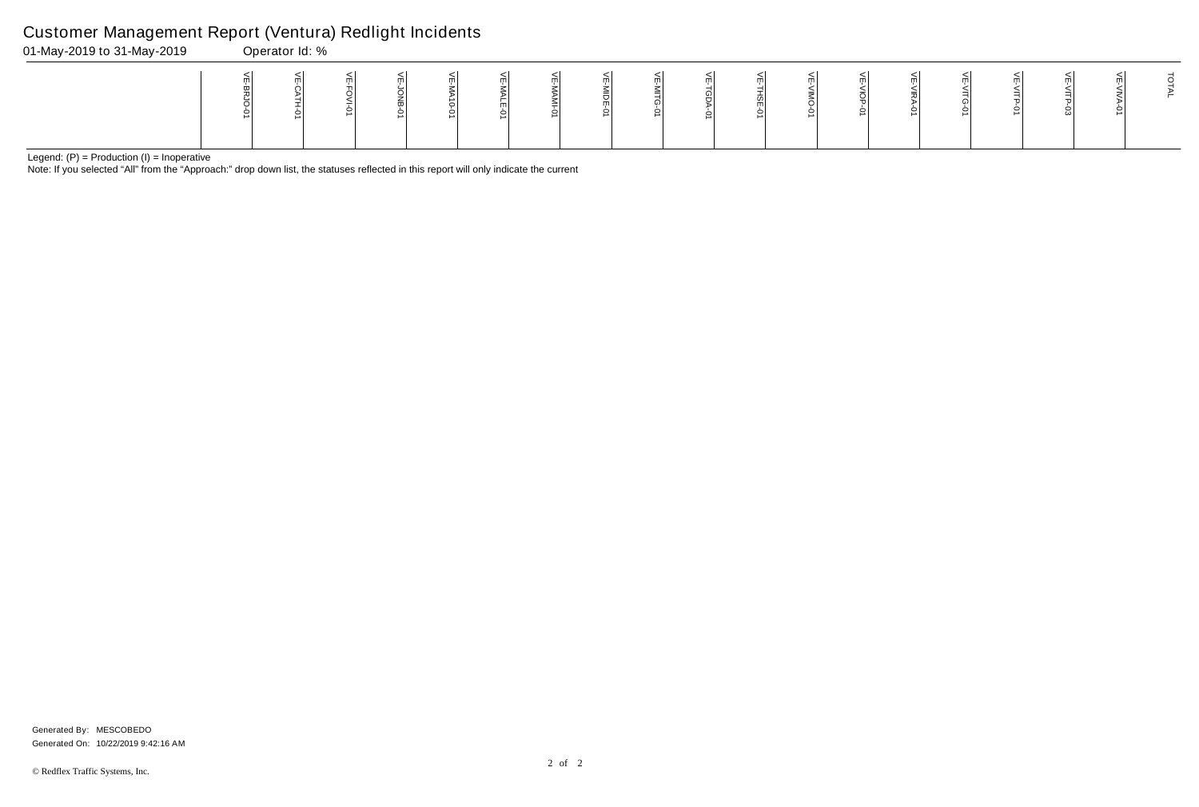# Customer Management Report (Ventura) Redlight Incidents

01-May-2019 to 31-May-2019 Operator Id: %

| | VE-BRJO-01 | VE-CATH-01 | VE-FOVI-01 | VE-JONB-01 | VE-MA10-01 | VE-MALE-01 | VE-MAMI-01 | VE-MIDE-01 | VE-MITG-01 | VE-TGDA-01 | VE-THSE-01 | VE-VIMO-01 | VE-VIOP-01 | VE-VIRA-01 | VE-VITG-01 | VE-VITP-01 | VE-VITP-03 | VE-VIVA-01 | TOTAL |
|---|---|---|---|---|---|---|---|---|---|---|---|---|---|---|---|---|---|---|---|

Legend: (P) = Production (I) = Inoperative

Note: If you selected "All" from the "Approach:" drop down list, the statuses reflected in this report will only indicate the current

Generated By: MESCOBEDO

Generated On: 10/22/2019 9:42:16 AM

© Redflex Traffic Systems, Inc.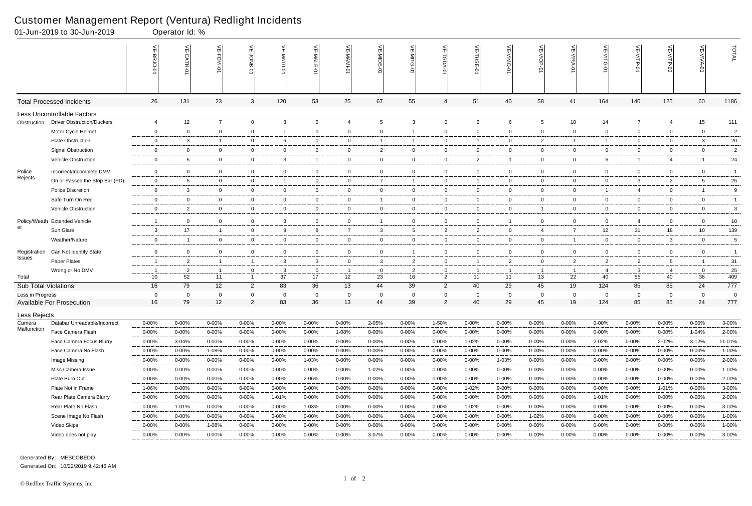# Customer Management Report (Ventura) Redlight Incidents

01-Jun-2019 to 30-Jun-2019 Operator Id: %

| | | VE-BRJO-01 | VE-CATH-01 | VE-FOVI-01 | VE-JONB-01 | VE-MA10-01 | VE-MALE-01 | VE-MAMI-01 | VE-MIDE-01 | VE-MITG-01 | VE-TGDA-01 | VE-THSE-01 | VE-VIMO-01 | VE-VIOP-01 | VE-VIRA-01 | VE-VITG-01 | VE-VITP-01 | VE-VITP-03 | VE-VIVA-01 | TOTAL |
|---|---|---|---|---|---|---|---|---|---|---|---|---|---|---|---|---|---|---|---|---|
| Total Processed Incidents | | 26 | 131 | 23 | 3 | 120 | 53 | 25 | 67 | 55 | 4 | 51 | 40 | 58 | 41 | 164 | 140 | 125 | 60 | 1186 |
| Less Uncontrollable Factors | | | | | | | | | | | | | | | | | | | | |
| Obstruction | Driver Obstruction/Duckers | 4 | 12 | 7 | 0 | 8 | 5 | 4 | 5 | 3 | 0 | 2 | 6 | 5 | 10 | 14 | 7 | 4 | 15 | 111 |
| | Motor Cycle Helmet | 0 | 0 | 0 | 0 | 1 | 0 | 0 | 0 | 1 | 0 | 0 | 0 | 0 | 0 | 0 | 0 | 0 | 0 | 2 |
| | Plate Obstruction | 0 | 3 | 1 | 0 | 6 | 0 | 0 | 1 | 1 | 0 | 1 | 0 | 2 | 1 | 1 | 0 | 0 | 3 | 20 |
| | Signal Obstruction | 0 | 0 | 0 | 0 | 0 | 0 | 0 | 2 | 0 | 0 | 0 | 0 | 0 | 0 | 0 | 0 | 0 | 0 | 2 |
| | Vehicle Obstruction | 0 | 5 | 0 | 0 | 3 | 1 | 0 | 0 | 0 | 0 | 2 | 1 | 0 | 0 | 6 | 1 | 4 | 1 | 24 |
| Police Rejects | Incorrect/Incomplete DMV | 0 | 0 | 0 | 0 | 0 | 0 | 0 | 0 | 0 | 0 | 1 | 0 | 0 | 0 | 0 | 0 | 0 | 0 | 1 |
| | On or Passed the Stop Bar (PD). | 0 | 5 | 0 | 0 | 1 | 0 | 0 | 7 | 1 | 0 | 1 | 0 | 0 | 0 | 0 | 3 | 2 | 5 | 25 |
| | Police Discretion | 0 | 3 | 0 | 0 | 0 | 0 | 0 | 0 | 0 | 0 | 0 | 0 | 0 | 0 | 1 | 4 | 0 | 1 | 9 |
| | Safe Turn On Red | 0 | 0 | 0 | 0 | 0 | 0 | 0 | 1 | 0 | 0 | 0 | 0 | 0 | 0 | 0 | 0 | 0 | 0 | 1 |
| | Vehicle Obstruction | 0 | 2 | 0 | 0 | 0 | 0 | 0 | 0 | 0 | 0 | 0 | 0 | 1 | 0 | 0 | 0 | 0 | 0 | 3 |
| Policy/Weather | Extended Vehicle | 1 | 0 | 0 | 0 | 3 | 0 | 0 | 1 | 0 | 0 | 0 | 1 | 0 | 0 | 0 | 4 | 0 | 0 | 10 |
| | Sun Glare | 3 | 17 | 1 | 0 | 9 | 8 | 7 | 3 | 5 | 2 | 2 | 0 | 4 | 7 | 12 | 31 | 18 | 10 | 139 |
| | Weather/Nature | 0 | 1 | 0 | 0 | 0 | 0 | 0 | 0 | 0 | 0 | 0 | 0 | 0 | 1 | 0 | 0 | 3 | 0 | 5 |
| Registration Issues | Can Not Identify State | 0 | 0 | 0 | 0 | 0 | 0 | 0 | 0 | 1 | 0 | 0 | 0 | 0 | 0 | 0 | 0 | 0 | 0 | 1 |
| | Paper Plates | 1 | 2 | 1 | 1 | 3 | 3 | 0 | 3 | 2 | 0 | 1 | 2 | 0 | 2 | 2 | 2 | 5 | 1 | 31 |
| | Wrong or No DMV | 1 | 2 | 1 | 0 | 3 | 0 | 1 | 0 | 2 | 0 | 1 | 1 | 1 | 1 | 4 | 3 | 4 | 0 | 25 |
| Total | | 10 | 52 | 11 | 1 | 37 | 17 | 12 | 23 | 16 | 2 | 11 | 11 | 13 | 22 | 40 | 55 | 40 | 36 | 409 |
| Sub Total Violations | | 16 | 79 | 12 | 2 | 83 | 36 | 13 | 44 | 39 | 2 | 40 | 29 | 45 | 19 | 124 | 85 | 85 | 24 | 777 |
| Less in Progress | | 0 | 0 | 0 | 0 | 0 | 0 | 0 | 0 | 0 | 0 | 0 | 0 | 0 | 0 | 0 | 0 | 0 | 0 | 0 |
| Available For Prosecution | | 16 | 79 | 12 | 2 | 83 | 36 | 13 | 44 | 39 | 2 | 40 | 29 | 45 | 19 | 124 | 85 | 85 | 24 | 777 |
| Less Rejects | | | | | | | | | | | | | | | | | | | | |
| Camera Malfunction | Databar Unreadable/Incorrect | 0-00% | 0-00% | 0-00% | 0-00% | 0-00% | 0-00% | 0-00% | 2-05% | 0-00% | 1-50% | 0-00% | 0-00% | 0-00% | 0-00% | 0-00% | 0-00% | 0-00% | 0-00% | 3-00% |
| | Face Camera Flash | 0-00% | 0-00% | 0-00% | 0-00% | 0-00% | 0-00% | 1-08% | 0-00% | 0-00% | 0-00% | 0-00% | 0-00% | 0-00% | 0-00% | 0-00% | 0-00% | 0-00% | 1-04% | 2-00% |
| | Face Camera Focus Blurry | 0-00% | 3-04% | 0-00% | 0-00% | 0-00% | 0-00% | 0-00% | 0-00% | 0-00% | 0-00% | 1-02% | 0-00% | 0-00% | 0-00% | 2-02% | 0-00% | 2-02% | 3-12% | 11-01% |
| | Face Camera No Flash | 0-00% | 0-00% | 1-08% | 0-00% | 0-00% | 0-00% | 0-00% | 0-00% | 0-00% | 0-00% | 0-00% | 0-00% | 0-00% | 0-00% | 0-00% | 0-00% | 0-00% | 0-00% | 1-00% |
| | Image Missing | 0-00% | 0-00% | 0-00% | 0-00% | 0-00% | 1-03% | 0-00% | 0-00% | 0-00% | 0-00% | 0-00% | 1-03% | 0-00% | 0-00% | 0-00% | 0-00% | 0-00% | 0-00% | 2-00% |
| | Misc Camera Issue | 0-00% | 0-00% | 0-00% | 0-00% | 0-00% | 0-00% | 0-00% | 1-02% | 0-00% | 0-00% | 0-00% | 0-00% | 0-00% | 0-00% | 0-00% | 0-00% | 0-00% | 0-00% | 1-00% |
| | Plate Burn Out | 0-00% | 0-00% | 0-00% | 0-00% | 0-00% | 2-06% | 0-00% | 0-00% | 0-00% | 0-00% | 0-00% | 0-00% | 0-00% | 0-00% | 0-00% | 0-00% | 0-00% | 0-00% | 2-00% |
| | Plate Not in Frame | 1-06% | 0-00% | 0-00% | 0-00% | 0-00% | 0-00% | 0-00% | 0-00% | 0-00% | 0-00% | 1-02% | 0-00% | 0-00% | 0-00% | 0-00% | 0-00% | 1-01% | 0-00% | 3-00% |
| | Rear Plate Camera Blurry | 0-00% | 0-00% | 0-00% | 0-00% | 1-01% | 0-00% | 0-00% | 0-00% | 0-00% | 0-00% | 0-00% | 0-00% | 0-00% | 0-00% | 1-01% | 0-00% | 0-00% | 0-00% | 2-00% |
| | Rear Plate No Flash | 0-00% | 1-01% | 0-00% | 0-00% | 0-00% | 1-03% | 0-00% | 0-00% | 0-00% | 0-00% | 1-02% | 0-00% | 0-00% | 0-00% | 0-00% | 0-00% | 0-00% | 0-00% | 3-00% |
| | Scene Image No Flash | 0-00% | 0-00% | 0-00% | 0-00% | 0-00% | 0-00% | 0-00% | 0-00% | 0-00% | 0-00% | 0-00% | 0-00% | 1-02% | 0-00% | 0-00% | 0-00% | 0-00% | 0-00% | 1-00% |
| | Video Skips | 0-00% | 0-00% | 1-08% | 0-00% | 0-00% | 0-00% | 0-00% | 0-00% | 0-00% | 0-00% | 0-00% | 0-00% | 0-00% | 0-00% | 0-00% | 0-00% | 0-00% | 0-00% | 1-00% |
| | Video does not play | 0-00% | 0-00% | 0-00% | 0-00% | 0-00% | 0-00% | 0-00% | 3-07% | 0-00% | 0-00% | 0-00% | 0-00% | 0-00% | 0-00% | 0-00% | 0-00% | 0-00% | 0-00% | 3-00% |

Generated By: MESCOBEDO

Generated On: 10/22/2019 9:42:46 AM

© Redflex Traffic Systems, Inc.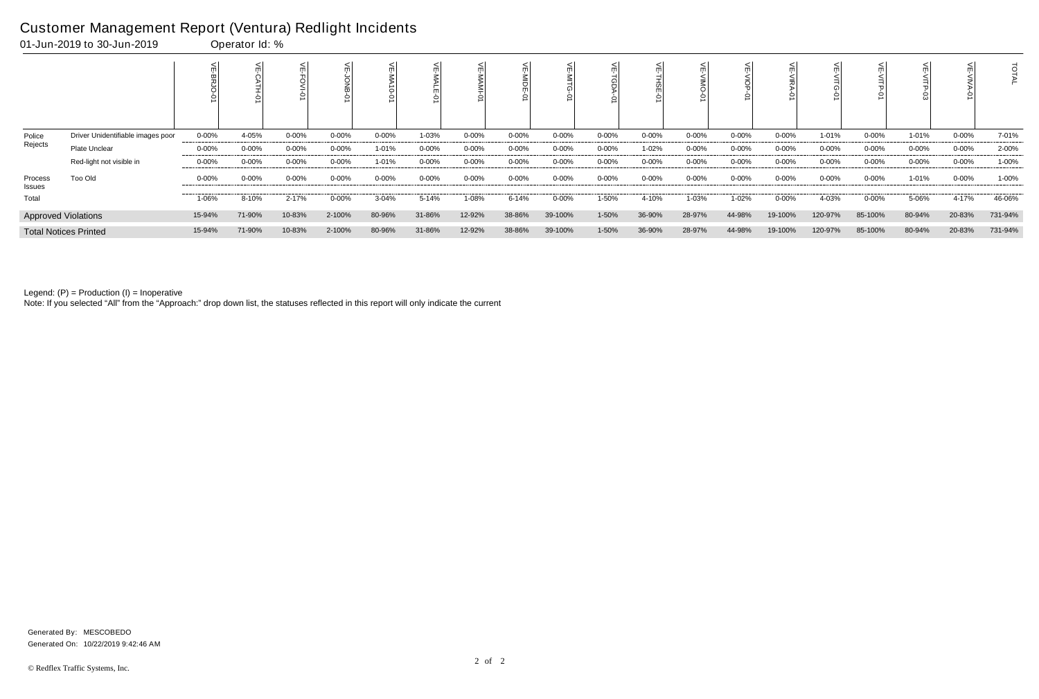# Customer Management Report (Ventura) Redlight Incidents

01-Jun-2019 to 30-Jun-2019    Operator Id: %

| | | VE-BRJO-01 | VE-CATH-01 | VE-FOVI-01 | VE-JONB-01 | VE-MA10-01 | VE-MALE-01 | VE-MAMI-01 | VE-MIDE-01 | VE-MITG-01 | VE-TGDA-01 | VE-THSE-01 | VE-VIMO-01 | VE-VIOP-01 | VE-VIRA-01 | VE-VITG-01 | VE-VITP-01 | VE-VITP-03 | VE-VIVA-01 | TOTAL |
|---|---|---|---|---|---|---|---|---|---|---|---|---|---|---|---|---|---|---|---|---|
| Police Rejects | Driver Unidentifiable images poor | 0-00% | 4-05% | 0-00% | 0-00% | 0-00% | 1-03% | 0-00% | 0-00% | 0-00% | 0-00% | 0-00% | 0-00% | 0-00% | 0-00% | 1-01% | 0-00% | 1-01% | 0-00% | 7-01% |
| | Plate Unclear | 0-00% | 0-00% | 0-00% | 0-00% | 1-01% | 0-00% | 0-00% | 0-00% | 0-00% | 0-00% | 1-02% | 0-00% | 0-00% | 0-00% | 0-00% | 0-00% | 0-00% | 0-00% | 2-00% |
| | Red-light not visible in | 0-00% | 0-00% | 0-00% | 0-00% | 1-01% | 0-00% | 0-00% | 0-00% | 0-00% | 0-00% | 0-00% | 0-00% | 0-00% | 0-00% | 0-00% | 0-00% | 0-00% | 0-00% | 1-00% |
| Process Issues | Too Old | 0-00% | 0-00% | 0-00% | 0-00% | 0-00% | 0-00% | 0-00% | 0-00% | 0-00% | 0-00% | 0-00% | 0-00% | 0-00% | 0-00% | 0-00% | 0-00% | 1-01% | 0-00% | 1-00% |
| Total | | 1-06% | 8-10% | 2-17% | 0-00% | 3-04% | 5-14% | 1-08% | 6-14% | 0-00% | 1-50% | 4-10% | 1-03% | 1-02% | 0-00% | 4-03% | 0-00% | 5-06% | 4-17% | 46-06% |
| Approved Violations | | 15-94% | 71-90% | 10-83% | 2-100% | 80-96% | 31-86% | 12-92% | 38-86% | 39-100% | 1-50% | 36-90% | 28-97% | 44-98% | 19-100% | 120-97% | 85-100% | 80-94% | 20-83% | 731-94% |
| Total Notices Printed | | 15-94% | 71-90% | 10-83% | 2-100% | 80-96% | 31-86% | 12-92% | 38-86% | 39-100% | 1-50% | 36-90% | 28-97% | 44-98% | 19-100% | 120-97% | 85-100% | 80-94% | 20-83% | 731-94% |

Legend: (P) = Production (I) = Inoperative

Note: If you selected "All" from the "Approach:" drop down list, the statuses reflected in this report will only indicate the current

Generated By: MESCOBEDO

Generated On: 10/22/2019 9:42:46 AM

© Redflex Traffic Systems, Inc.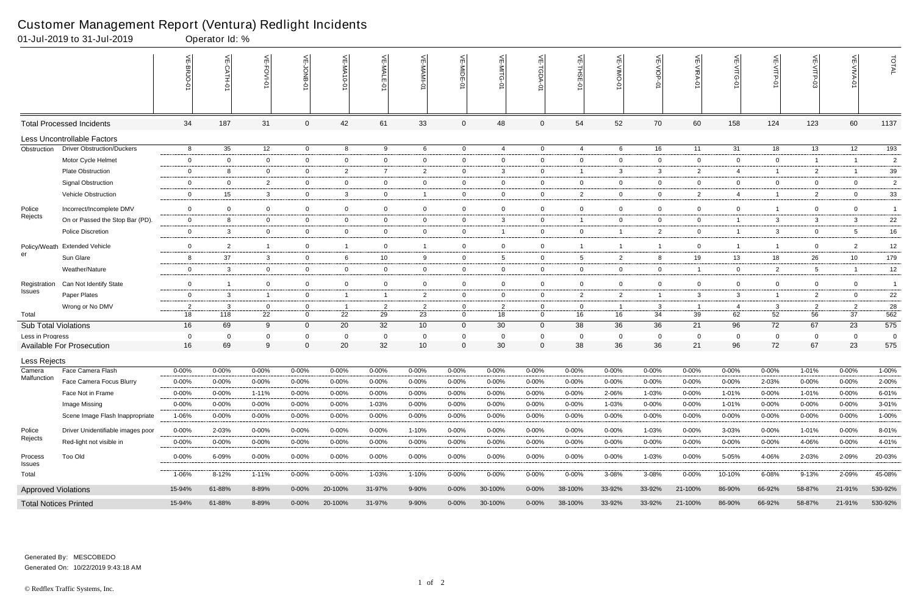# Customer Management Report (Ventura) Redlight Incidents

01-Jul-2019 to 31-Jul-2019 Operator Id: %

| | | VE-BRJO-01 | VE-CATH-01 | VE-FOVI-01 | VE-JONB-01 | VE-MA10-01 | VE-MALE-01 | VE-MAMI-01 | VE-MIDE-01 | VE-MITG-01 | VE-TGDA-01 | VE-THSE-01 | VE-VIMO-01 | VE-VIOP-01 | VE-VIRA-01 | VE-VITG-01 | VE-VITP-01 | VE-VITP-03 | VE-VIVA-01 | TOTAL |
|---|---|---|---|---|---|---|---|---|---|---|---|---|---|---|---|---|---|---|---|---|
| **Total Processed Incidents** | | 34 | 187 | 31 | 0 | 42 | 61 | 33 | 0 | 48 | 0 | 54 | 52 | 70 | 60 | 158 | 124 | 123 | 60 | 1137 |
| **Less Uncontrollable Factors** | | | | | | | | | | | | | | | | | | | | |
| Obstruction | Driver Obstruction/Duckers | 8 | 35 | 12 | 0 | 8 | 9 | 6 | 0 | 4 | 0 | 4 | 6 | 16 | 11 | 31 | 18 | 13 | 12 | 193 |
| | Motor Cycle Helmet | 0 | 0 | 0 | 0 | 0 | 0 | 0 | 0 | 0 | 0 | 0 | 0 | 0 | 0 | 0 | 0 | 1 | 1 | 2 |
| | Plate Obstruction | 0 | 8 | 0 | 0 | 2 | 7 | 2 | 0 | 3 | 0 | 1 | 3 | 3 | 2 | 4 | 1 | 2 | 1 | 39 |
| | Signal Obstruction | 0 | 0 | 2 | 0 | 0 | 0 | 0 | 0 | 0 | 0 | 0 | 0 | 0 | 0 | 0 | 0 | 0 | 0 | 2 |
| | Vehicle Obstruction | 0 | 15 | 3 | 0 | 3 | 0 | 1 | 0 | 0 | 0 | 2 | 0 | 0 | 2 | 4 | 1 | 2 | 0 | 33 |
| Police Rejects | Incorrect/Incomplete DMV | 0 | 0 | 0 | 0 | 0 | 0 | 0 | 0 | 0 | 0 | 0 | 0 | 0 | 0 | 0 | 1 | 0 | 0 | 1 |
| | On or Passed the Stop Bar (PD). | 0 | 8 | 0 | 0 | 0 | 0 | 0 | 0 | 3 | 0 | 1 | 0 | 0 | 0 | 1 | 3 | 3 | 3 | 22 |
| | Police Discretion | 0 | 3 | 0 | 0 | 0 | 0 | 0 | 0 | 1 | 0 | 0 | 1 | 2 | 0 | 1 | 3 | 0 | 5 | 16 |
| Policy/Weather | Extended Vehicle | 0 | 2 | 1 | 0 | 1 | 0 | 1 | 0 | 0 | 0 | 1 | 1 | 1 | 0 | 1 | 1 | 0 | 2 | 12 |
| | Sun Glare | 8 | 37 | 3 | 0 | 6 | 10 | 9 | 0 | 5 | 0 | 5 | 2 | 8 | 19 | 13 | 18 | 26 | 10 | 179 |
| | Weather/Nature | 0 | 3 | 0 | 0 | 0 | 0 | 0 | 0 | 0 | 0 | 0 | 0 | 0 | 1 | 0 | 2 | 5 | 1 | 12 |
| Registration Issues | Can Not Identify State | 0 | 1 | 0 | 0 | 0 | 0 | 0 | 0 | 0 | 0 | 0 | 0 | 0 | 0 | 0 | 0 | 0 | 0 | 1 |
| | Paper Plates | 0 | 3 | 1 | 0 | 1 | 1 | 2 | 0 | 0 | 0 | 2 | 2 | 1 | 3 | 3 | 1 | 2 | 0 | 22 |
| | Wrong or No DMV | 2 | 3 | 0 | 0 | 1 | 2 | 2 | 0 | 2 | 0 | 0 | 1 | 3 | 1 | 4 | 3 | 2 | 2 | 28 |
| Total | | 18 | 118 | 22 | 0 | 22 | 29 | 23 | 0 | 18 | 0 | 16 | 16 | 34 | 39 | 62 | 52 | 56 | 37 | 562 |
| **Sub Total Violations** | | 16 | 69 | 9 | 0 | 20 | 32 | 10 | 0 | 30 | 0 | 38 | 36 | 36 | 21 | 96 | 72 | 67 | 23 | 575 |
| Less in Progress | | 0 | 0 | 0 | 0 | 0 | 0 | 0 | 0 | 0 | 0 | 0 | 0 | 0 | 0 | 0 | 0 | 0 | 0 | 0 |
| **Available For Prosecution** | | 16 | 69 | 9 | 0 | 20 | 32 | 10 | 0 | 30 | 0 | 38 | 36 | 36 | 21 | 96 | 72 | 67 | 23 | 575 |
| **Less Rejects** | | | | | | | | | | | | | | | | | | | | |
| Camera Malfunction | Face Camera Flash | 0-00% | 0-00% | 0-00% | 0-00% | 0-00% | 0-00% | 0-00% | 0-00% | 0-00% | 0-00% | 0-00% | 0-00% | 0-00% | 0-00% | 0-00% | 0-00% | 1-01% | 0-00% | 1-00% |
| | Face Camera Focus Blurry | 0-00% | 0-00% | 0-00% | 0-00% | 0-00% | 0-00% | 0-00% | 0-00% | 0-00% | 0-00% | 0-00% | 0-00% | 0-00% | 0-00% | 0-00% | 2-03% | 0-00% | 0-00% | 2-00% |
| | Face Not in Frame | 0-00% | 0-00% | 1-11% | 0-00% | 0-00% | 0-00% | 0-00% | 0-00% | 0-00% | 0-00% | 0-00% | 2-06% | 1-03% | 0-00% | 1-01% | 0-00% | 1-01% | 0-00% | 6-01% |
| | Image Missing | 0-00% | 0-00% | 0-00% | 0-00% | 0-00% | 1-03% | 0-00% | 0-00% | 0-00% | 0-00% | 0-00% | 1-03% | 0-00% | 0-00% | 1-01% | 0-00% | 0-00% | 0-00% | 3-01% |
| | Scene Image Flash Inappropriate | 1-06% | 0-00% | 0-00% | 0-00% | 0-00% | 0-00% | 0-00% | 0-00% | 0-00% | 0-00% | 0-00% | 0-00% | 0-00% | 0-00% | 0-00% | 0-00% | 0-00% | 0-00% | 1-00% |
| Police Rejects | Driver Unidentifiable images poor | 0-00% | 2-03% | 0-00% | 0-00% | 0-00% | 0-00% | 1-10% | 0-00% | 0-00% | 0-00% | 0-00% | 0-00% | 1-03% | 0-00% | 3-03% | 0-00% | 1-01% | 0-00% | 8-01% |
| | Red-light not visible in | 0-00% | 0-00% | 0-00% | 0-00% | 0-00% | 0-00% | 0-00% | 0-00% | 0-00% | 0-00% | 0-00% | 0-00% | 0-00% | 0-00% | 0-00% | 0-00% | 4-06% | 0-00% | 4-01% |
| Process Issues | Too Old | 0-00% | 6-09% | 0-00% | 0-00% | 0-00% | 0-00% | 0-00% | 0-00% | 0-00% | 0-00% | 0-00% | 0-00% | 1-03% | 0-00% | 5-05% | 4-06% | 2-03% | 2-09% | 20-03% |
| Total | | 1-06% | 8-12% | 1-11% | 0-00% | 0-00% | 1-03% | 1-10% | 0-00% | 0-00% | 0-00% | 0-00% | 3-08% | 3-08% | 0-00% | 10-10% | 6-08% | 9-13% | 2-09% | 45-08% |
| **Approved Violations** | | 15-94% | 61-88% | 8-89% | 0-00% | 20-100% | 31-97% | 9-90% | 0-00% | 30-100% | 0-00% | 38-100% | 33-92% | 33-92% | 21-100% | 86-90% | 66-92% | 58-87% | 21-91% | 530-92% |
| **Total Notices Printed** | | 15-94% | 61-88% | 8-89% | 0-00% | 20-100% | 31-97% | 9-90% | 0-00% | 30-100% | 0-00% | 38-100% | 33-92% | 33-92% | 21-100% | 86-90% | 66-92% | 58-87% | 21-91% | 530-92% |

Generated By: MESCOBEDO

Generated On: 10/22/2019 9:43:18 AM

© Redflex Traffic Systems, Inc.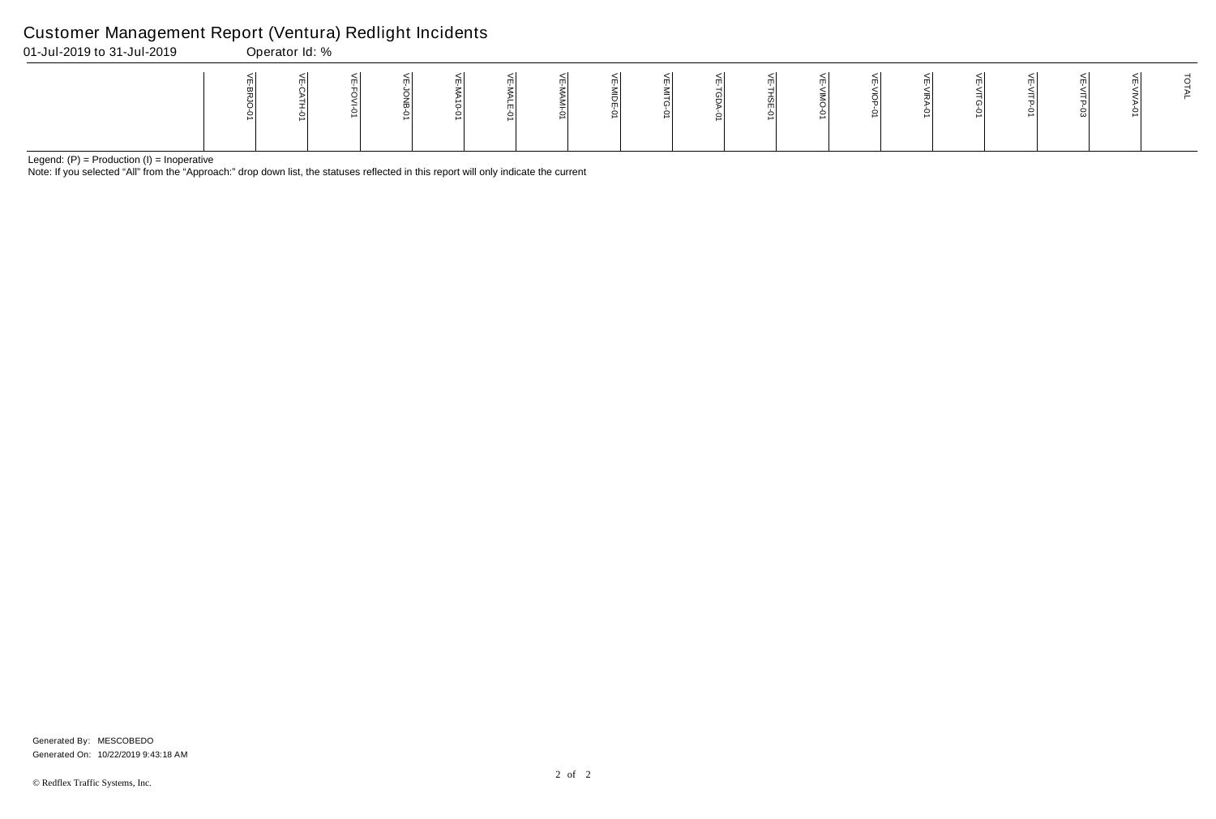# Customer Management Report (Ventura) Redlight Incidents

01-Jul-2019 to 31-Jul-2019 Operator Id: %

| | VE-BRJO-01 | VE-CATH-01 | VE-FOVI-01 | VE-JONB-01 | VE-MA10-01 | VE-MALE-01 | VE-MAMI-01 | VE-MIDE-01 | VE-MITG-01 | VE-TGDA-01 | VE-THSE-01 | VE-VIMO-01 | VE-VIOP-01 | VE-VIRA-01 | VE-VITG-01 | VE-VITP-01 | VE-VITP-03 | VE-VIVA-01 | TOTAL |
|---|---|---|---|---|---|---|---|---|---|---|---|---|---|---|---|---|---|---|---|

Legend: (P) = Production (I) = Inoperative

Note: If you selected "All" from the "Approach:" drop down list, the statuses reflected in this report will only indicate the current

Generated By: MESCOBEDO
Generated On: 10/22/2019 9:43:18 AM

© Redflex Traffic Systems, Inc.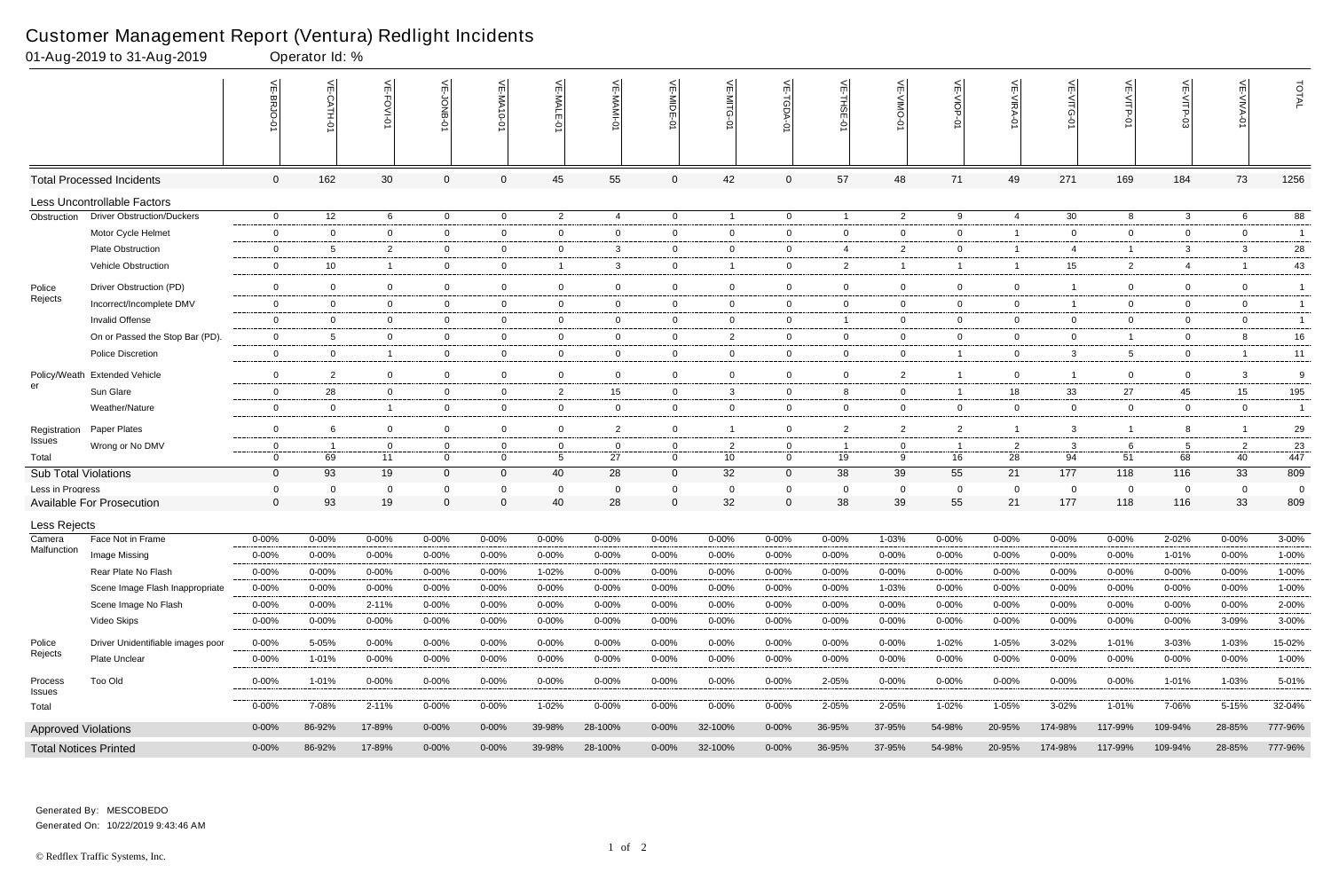# Customer Management Report (Ventura) Redlight Incidents

01-Aug-2019 to 31-Aug-2019 Operator Id: %

| | | VE-BRJO-01 | VE-CATH-01 | VE-FOVI-01 | VE-JONB-01 | VE-MA10-01 | VE-MALE-01 | VE-MAMI-01 | VE-MIDE-01 | VE-MITG-01 | VE-TGDA-01 | VE-THSE-01 | VE-VIMO-01 | VE-VIOP-01 | VE-VIRA-01 | VE-VITG-01 | VE-VITP-01 | VE-VITP-03 | VE-VIVA-01 | TOTAL |
|---|---|---|---|---|---|---|---|---|---|---|---|---|---|---|---|---|---|---|---|---|
| **Total Processed Incidents** | | 0 | 162 | 30 | 0 | 0 | 45 | 55 | 0 | 42 | 0 | 57 | 48 | 71 | 49 | 271 | 169 | 184 | 73 | 1256 |
| **Less Uncontrollable Factors** | | | | | | | | | | | | | | | | | | | | |
| Obstruction | Driver Obstruction/Duckers | 0 | 12 | 6 | 0 | 0 | 2 | 4 | 0 | 1 | 0 | 1 | 2 | 9 | 4 | 30 | 8 | 3 | 6 | 88 |
| | Motor Cycle Helmet | 0 | 0 | 0 | 0 | 0 | 0 | 0 | 0 | 0 | 0 | 0 | 0 | 0 | 1 | 0 | 0 | 0 | 0 | 1 |
| | Plate Obstruction | 0 | 5 | 2 | 0 | 0 | 0 | 3 | 0 | 0 | 0 | 4 | 2 | 0 | 1 | 4 | 1 | 3 | 3 | 28 |
| | Vehicle Obstruction | 0 | 10 | 1 | 0 | 0 | 1 | 3 | 0 | 1 | 0 | 2 | 1 | 1 | 1 | 15 | 2 | 4 | 1 | 43 |
| Police Rejects | Driver Obstruction (PD) | 0 | 0 | 0 | 0 | 0 | 0 | 0 | 0 | 0 | 0 | 0 | 0 | 0 | 0 | 1 | 0 | 0 | 0 | 1 |
| | Incorrect/Incomplete DMV | 0 | 0 | 0 | 0 | 0 | 0 | 0 | 0 | 0 | 0 | 0 | 0 | 0 | 0 | 1 | 0 | 0 | 0 | 1 |
| | Invalid Offense | 0 | 0 | 0 | 0 | 0 | 0 | 0 | 0 | 0 | 0 | 1 | 0 | 0 | 0 | 0 | 0 | 0 | 0 | 1 |
| | On or Passed the Stop Bar (PD). | 0 | 5 | 0 | 0 | 0 | 0 | 0 | 0 | 2 | 0 | 0 | 0 | 0 | 0 | 0 | 1 | 0 | 8 | 16 |
| | Police Discretion | 0 | 0 | 1 | 0 | 0 | 0 | 0 | 0 | 0 | 0 | 0 | 0 | 1 | 0 | 3 | 5 | 0 | 1 | 11 |
| Policy/Weather | Extended Vehicle | 0 | 2 | 0 | 0 | 0 | 0 | 0 | 0 | 0 | 0 | 0 | 2 | 1 | 0 | 1 | 0 | 0 | 3 | 9 |
| | Sun Glare | 0 | 28 | 0 | 0 | 0 | 2 | 15 | 0 | 3 | 0 | 8 | 0 | 1 | 18 | 33 | 27 | 45 | 15 | 195 |
| | Weather/Nature | 0 | 0 | 1 | 0 | 0 | 0 | 0 | 0 | 0 | 0 | 0 | 0 | 0 | 0 | 0 | 0 | 0 | 0 | 1 |
| Registration Issues | Paper Plates | 0 | 6 | 0 | 0 | 0 | 0 | 2 | 0 | 1 | 0 | 2 | 2 | 2 | 1 | 3 | 1 | 8 | 1 | 29 |
| | Wrong or No DMV | 0 | 1 | 0 | 0 | 0 | 0 | 0 | 0 | 2 | 0 | 1 | 0 | 1 | 2 | 3 | 6 | 5 | 2 | 23 |
| Total | | 0 | 69 | 11 | 0 | 0 | 5 | 27 | 0 | 10 | 0 | 19 | 9 | 16 | 28 | 94 | 51 | 68 | 40 | 447 |
| **Sub Total Violations** | | 0 | 93 | 19 | 0 | 0 | 40 | 28 | 0 | 32 | 0 | 38 | 39 | 55 | 21 | 177 | 118 | 116 | 33 | 809 |
| Less in Progress | | 0 | 0 | 0 | 0 | 0 | 0 | 0 | 0 | 0 | 0 | 0 | 0 | 0 | 0 | 0 | 0 | 0 | 0 | 0 |
| **Available For Prosecution** | | 0 | 93 | 19 | 0 | 0 | 40 | 28 | 0 | 32 | 0 | 38 | 39 | 55 | 21 | 177 | 118 | 116 | 33 | 809 |
| **Less Rejects** | | | | | | | | | | | | | | | | | | | | |
| Camera Malfunction | Face Not in Frame | 0-00% | 0-00% | 0-00% | 0-00% | 0-00% | 0-00% | 0-00% | 0-00% | 0-00% | 0-00% | 0-00% | 1-03% | 0-00% | 0-00% | 0-00% | 0-00% | 2-02% | 0-00% | 3-00% |
| | Image Missing | 0-00% | 0-00% | 0-00% | 0-00% | 0-00% | 0-00% | 0-00% | 0-00% | 0-00% | 0-00% | 0-00% | 0-00% | 0-00% | 0-00% | 0-00% | 0-00% | 1-01% | 0-00% | 1-00% |
| | Rear Plate No Flash | 0-00% | 0-00% | 0-00% | 0-00% | 0-00% | 1-02% | 0-00% | 0-00% | 0-00% | 0-00% | 0-00% | 0-00% | 0-00% | 0-00% | 0-00% | 0-00% | 0-00% | 0-00% | 1-00% |
| | Scene Image Flash Inappropriate | 0-00% | 0-00% | 0-00% | 0-00% | 0-00% | 0-00% | 0-00% | 0-00% | 0-00% | 0-00% | 0-00% | 1-03% | 0-00% | 0-00% | 0-00% | 0-00% | 0-00% | 0-00% | 1-00% |
| | Scene Image No Flash | 0-00% | 0-00% | 2-11% | 0-00% | 0-00% | 0-00% | 0-00% | 0-00% | 0-00% | 0-00% | 0-00% | 0-00% | 0-00% | 0-00% | 0-00% | 0-00% | 0-00% | 0-00% | 2-00% |
| | Video Skips | 0-00% | 0-00% | 0-00% | 0-00% | 0-00% | 0-00% | 0-00% | 0-00% | 0-00% | 0-00% | 0-00% | 0-00% | 0-00% | 0-00% | 0-00% | 0-00% | 0-00% | 3-09% | 3-00% |
| Police Rejects | Driver Unidentifiable images poor | 0-00% | 5-05% | 0-00% | 0-00% | 0-00% | 0-00% | 0-00% | 0-00% | 0-00% | 0-00% | 0-00% | 0-00% | 1-02% | 1-05% | 3-02% | 1-01% | 3-03% | 1-03% | 15-02% |
| | Plate Unclear | 0-00% | 1-01% | 0-00% | 0-00% | 0-00% | 0-00% | 0-00% | 0-00% | 0-00% | 0-00% | 0-00% | 0-00% | 0-00% | 0-00% | 0-00% | 0-00% | 0-00% | 0-00% | 1-00% |
| Process Issues | Too Old | 0-00% | 1-01% | 0-00% | 0-00% | 0-00% | 0-00% | 0-00% | 0-00% | 0-00% | 0-00% | 2-05% | 0-00% | 0-00% | 0-00% | 0-00% | 0-00% | 1-01% | 1-03% | 5-01% |
| Total | | 0-00% | 7-08% | 2-11% | 0-00% | 0-00% | 1-02% | 0-00% | 0-00% | 0-00% | 0-00% | 2-05% | 2-05% | 1-02% | 1-05% | 3-02% | 1-01% | 7-06% | 5-15% | 32-04% |
| **Approved Violations** | | 0-00% | 86-92% | 17-89% | 0-00% | 0-00% | 39-98% | 28-100% | 0-00% | 32-100% | 0-00% | 36-95% | 37-95% | 54-98% | 20-95% | 174-98% | 117-99% | 109-94% | 28-85% | 777-96% |
| **Total Notices Printed** | | 0-00% | 86-92% | 17-89% | 0-00% | 0-00% | 39-98% | 28-100% | 0-00% | 32-100% | 0-00% | 36-95% | 37-95% | 54-98% | 20-95% | 174-98% | 117-99% | 109-94% | 28-85% | 777-96% |

Generated By: MESCOBEDO

Generated On: 10/22/2019 9:43:46 AM

© Redflex Traffic Systems, Inc.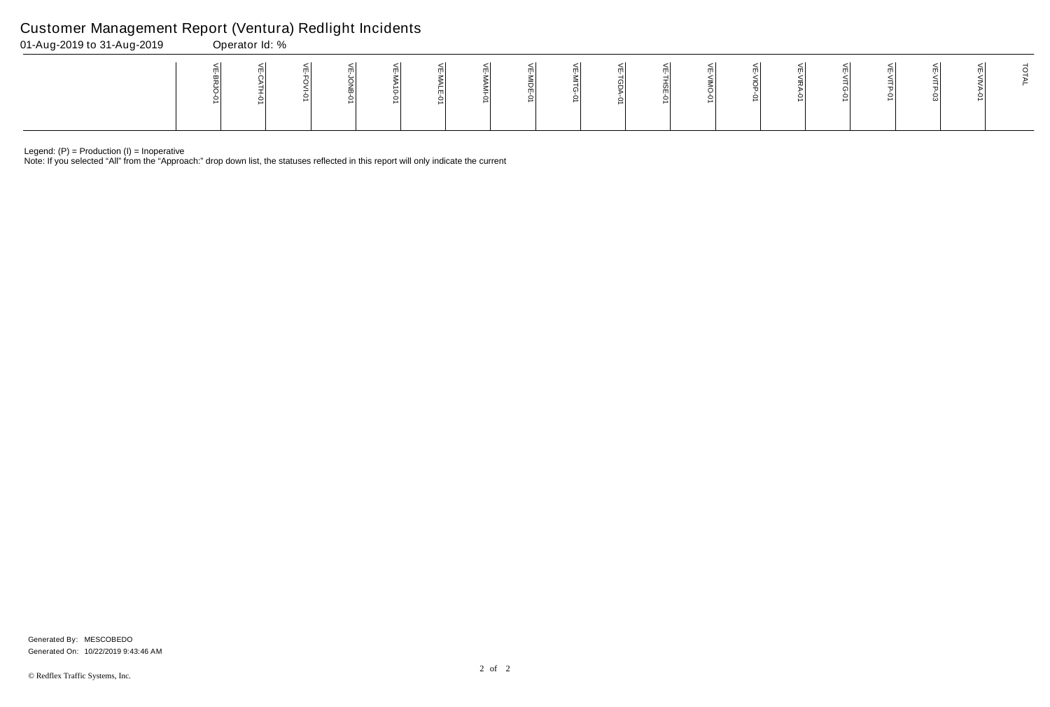# Customer Management Report (Ventura) Redlight Incidents

01-Aug-2019 to 31-Aug-2019 Operator Id: %

| | VE-BRJO-01 | VE-CATH-01 | VE-FOVI-01 | VE-JONB-01 | VE-MA10-01 | VE-MALE-01 | VE-MAMI-01 | VE-MIDE-01 | VE-MITG-01 | VE-TGDA-01 | VE-THSE-01 | VE-VIMO-01 | VE-VIOP-01 | VE-VIRA-01 | VE-VITG-01 | VE-VITP-01 | VE-VITP-03 | VE-VIVA-01 | TOTAL |
|---|---|---|---|---|---|---|---|---|---|---|---|---|---|---|---|---|---|---|---|

Legend: (P) = Production (I) = Inoperative

Note: If you selected "All" from the "Approach:" drop down list, the statuses reflected in this report will only indicate the current

Generated By: MESCOBEDO

Generated On: 10/22/2019 9:43:46 AM

© Redflex Traffic Systems, Inc.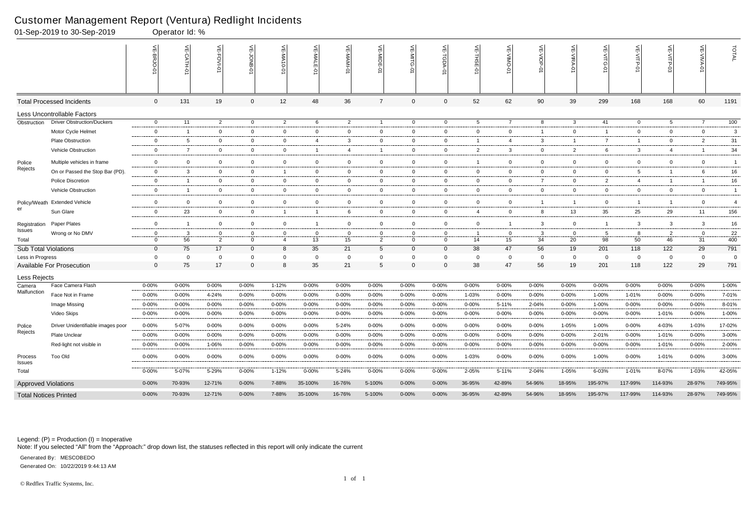# Customer Management Report (Ventura) Redlight Incidents

01-Sep-2019 to 30-Sep-2019 Operator Id: %

| | | VE-BRJO-01 | VE-CATH-01 | VE-FOVI-01 | VE-JONB-01 | VE-MA10-01 | VE-MALE-01 | VE-MAMI-01 | VE-MIDE-01 | VE-MITG-01 | VE-TGDA-01 | VE-THSE-01 | VE-VIMO-01 | VE-VIOP-01 | VE-VIRA-01 | VE-VITG-01 | VE-VITP-01 | VE-VITP-03 | VE-VIVA-01 | TOTAL |
|---|---|---|---|---|---|---|---|---|---|---|---|---|---|---|---|---|---|---|---|---|
| **Total Processed Incidents** | | 0 | 131 | 19 | 0 | 12 | 48 | 36 | 7 | 0 | 0 | 52 | 62 | 90 | 39 | 299 | 168 | 168 | 60 | 1191 |
| **Less Uncontrollable Factors** | | | | | | | | | | | | | | | | | | | | |
| Obstruction | Driver Obstruction/Duckers | 0 | 11 | 2 | 0 | 2 | 6 | 2 | 1 | 0 | 0 | 5 | 7 | 8 | 3 | 41 | 0 | 5 | 7 | 100 |
| | Motor Cycle Helmet | 0 | 1 | 0 | 0 | 0 | 0 | 0 | 0 | 0 | 0 | 0 | 0 | 1 | 0 | 1 | 0 | 0 | 0 | 3 |
| | Plate Obstruction | 0 | 5 | 0 | 0 | 0 | 4 | 3 | 0 | 0 | 0 | 1 | 4 | 3 | 1 | 7 | 1 | 0 | 2 | 31 |
| | Vehicle Obstruction | 0 | 7 | 0 | 0 | 0 | 1 | 4 | 1 | 0 | 0 | 2 | 3 | 0 | 2 | 6 | 3 | 4 | 1 | 34 |
| Police Rejects | Multiple vehicles in frame | 0 | 0 | 0 | 0 | 0 | 0 | 0 | 0 | 0 | 0 | 1 | 0 | 0 | 0 | 0 | 0 | 0 | 0 | 1 |
| | On or Passed the Stop Bar (PD). | 0 | 3 | 0 | 0 | 1 | 0 | 0 | 0 | 0 | 0 | 0 | 0 | 0 | 0 | 0 | 5 | 1 | 6 | 16 |
| | Police Discretion | 0 | 1 | 0 | 0 | 0 | 0 | 0 | 0 | 0 | 0 | 0 | 0 | 7 | 0 | 2 | 4 | 1 | 1 | 16 |
| | Vehicle Obstruction | 0 | 1 | 0 | 0 | 0 | 0 | 0 | 0 | 0 | 0 | 0 | 0 | 0 | 0 | 0 | 0 | 0 | 0 | 1 |
| Policy/Weather | Extended Vehicle | 0 | 0 | 0 | 0 | 0 | 0 | 0 | 0 | 0 | 0 | 0 | 0 | 1 | 1 | 0 | 1 | 1 | 0 | 4 |
| | Sun Glare | 0 | 23 | 0 | 0 | 1 | 1 | 6 | 0 | 0 | 0 | 4 | 0 | 8 | 13 | 35 | 25 | 29 | 11 | 156 |
| Registration Issues | Paper Plates | 0 | 1 | 0 | 0 | 0 | 1 | 0 | 0 | 0 | 0 | 0 | 1 | 3 | 0 | 1 | 3 | 3 | 3 | 16 |
| | Wrong or No DMV | 0 | 3 | 0 | 0 | 0 | 0 | 0 | 0 | 0 | 0 | 1 | 0 | 3 | 0 | 5 | 8 | 2 | 0 | 22 |
| Total | | 0 | 56 | 2 | 0 | 4 | 13 | 15 | 2 | 0 | 0 | 14 | 15 | 34 | 20 | 98 | 50 | 46 | 31 | 400 |
| **Sub Total Violations** | | 0 | 75 | 17 | 0 | 8 | 35 | 21 | 5 | 0 | 0 | 38 | 47 | 56 | 19 | 201 | 118 | 122 | 29 | 791 |
| Less in Progress | | 0 | 0 | 0 | 0 | 0 | 0 | 0 | 0 | 0 | 0 | 0 | 0 | 0 | 0 | 0 | 0 | 0 | 0 | 0 |
| **Available For Prosecution** | | 0 | 75 | 17 | 0 | 8 | 35 | 21 | 5 | 0 | 0 | 38 | 47 | 56 | 19 | 201 | 118 | 122 | 29 | 791 |
| **Less Rejects** | | | | | | | | | | | | | | | | | | | | |
| Camera Malfunction | Face Camera Flash | 0-00% | 0-00% | 0-00% | 0-00% | 1-12% | 0-00% | 0-00% | 0-00% | 0-00% | 0-00% | 0-00% | 0-00% | 0-00% | 0-00% | 0-00% | 0-00% | 0-00% | 0-00% | 1-00% |
| | Face Not in Frame | 0-00% | 0-00% | 4-24% | 0-00% | 0-00% | 0-00% | 0-00% | 0-00% | 0-00% | 0-00% | 1-03% | 0-00% | 0-00% | 0-00% | 1-00% | 1-01% | 0-00% | 0-00% | 7-01% |
| | Image Missing | 0-00% | 0-00% | 0-00% | 0-00% | 0-00% | 0-00% | 0-00% | 0-00% | 0-00% | 0-00% | 0-00% | 5-11% | 2-04% | 0-00% | 1-00% | 0-00% | 0-00% | 0-00% | 8-01% |
| | Video Skips | 0-00% | 0-00% | 0-00% | 0-00% | 0-00% | 0-00% | 0-00% | 0-00% | 0-00% | 0-00% | 0-00% | 0-00% | 0-00% | 0-00% | 0-00% | 0-00% | 1-01% | 0-00% | 1-00% |
| Police Rejects | Driver Unidentifiable images poor | 0-00% | 5-07% | 0-00% | 0-00% | 0-00% | 0-00% | 5-24% | 0-00% | 0-00% | 0-00% | 0-00% | 0-00% | 0-00% | 1-05% | 1-00% | 0-00% | 4-03% | 1-03% | 17-02% |
| | Plate Unclear | 0-00% | 0-00% | 0-00% | 0-00% | 0-00% | 0-00% | 0-00% | 0-00% | 0-00% | 0-00% | 0-00% | 0-00% | 0-00% | 0-00% | 2-01% | 0-00% | 1-01% | 0-00% | 3-00% |
| | Red-light not visible in | 0-00% | 0-00% | 1-06% | 0-00% | 0-00% | 0-00% | 0-00% | 0-00% | 0-00% | 0-00% | 0-00% | 0-00% | 0-00% | 0-00% | 0-00% | 0-00% | 1-01% | 0-00% | 2-00% |
| Process Issues | Too Old | 0-00% | 0-00% | 0-00% | 0-00% | 0-00% | 0-00% | 0-00% | 0-00% | 0-00% | 0-00% | 1-03% | 0-00% | 0-00% | 0-00% | 1-00% | 0-00% | 1-01% | 0-00% | 3-00% |
| Total | | 0-00% | 5-07% | 5-29% | 0-00% | 1-12% | 0-00% | 5-24% | 0-00% | 0-00% | 0-00% | 2-05% | 5-11% | 2-04% | 1-05% | 6-03% | 1-01% | 8-07% | 1-03% | 42-05% |
| **Approved Violations** | | 0-00% | 70-93% | 12-71% | 0-00% | 7-88% | 35-100% | 16-76% | 5-100% | 0-00% | 0-00% | 36-95% | 42-89% | 54-96% | 18-95% | 195-97% | 117-99% | 114-93% | 28-97% | 749-95% |
| **Total Notices Printed** | | 0-00% | 70-93% | 12-71% | 0-00% | 7-88% | 35-100% | 16-76% | 5-100% | 0-00% | 0-00% | 36-95% | 42-89% | 54-96% | 18-95% | 195-97% | 117-99% | 114-93% | 28-97% | 749-95% |

Legend: (P) = Production (I) = Inoperative

Note: If you selected "All" from the "Approach:" drop down list, the statuses reflected in this report will only indicate the current

Generated By: MESCOBEDO

Generated On: 10/22/2019 9:44:13 AM

© Redflex Traffic Systems, Inc.